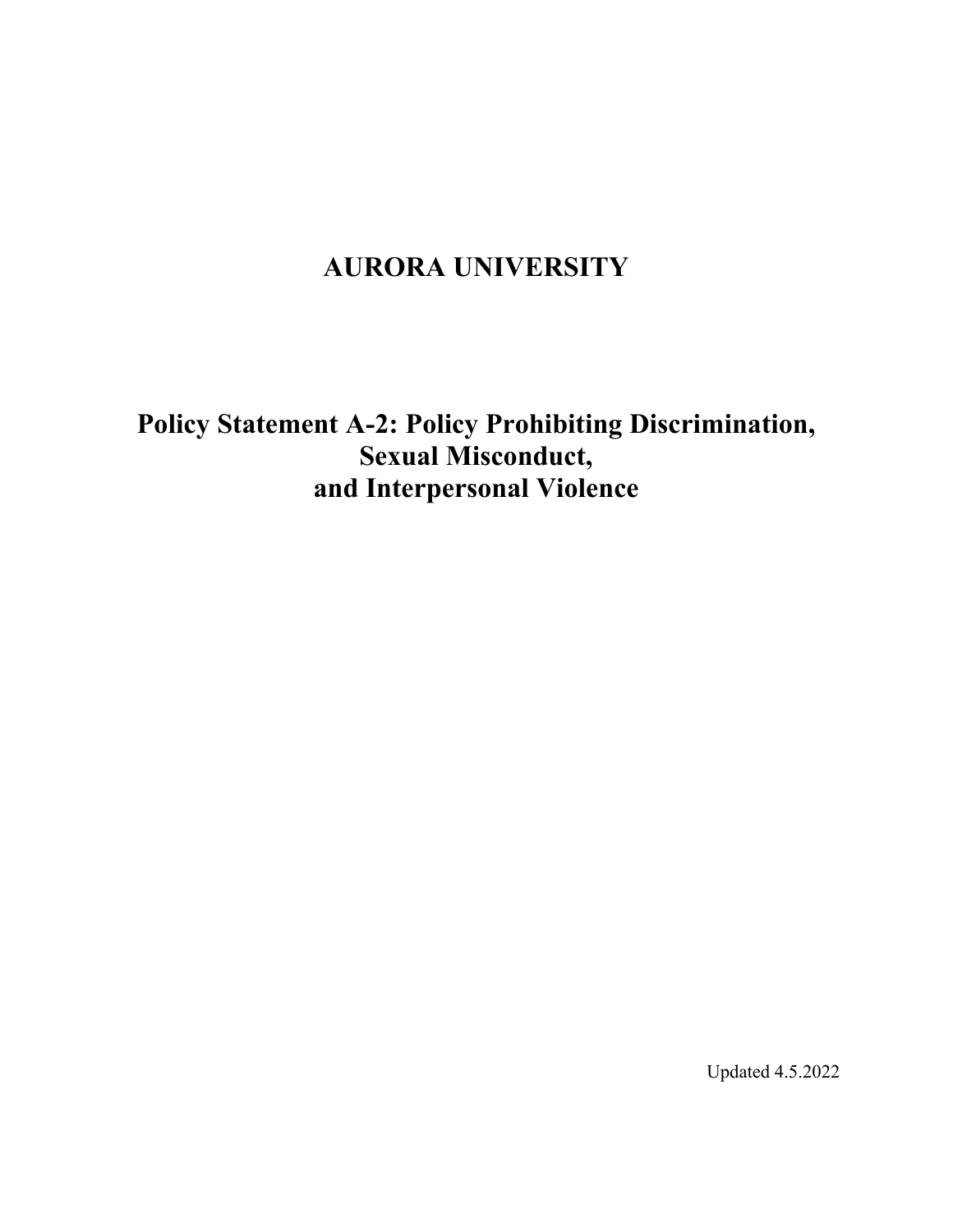# AURORA UNIVERSITY

# Policy Statement A-2: Policy Prohibiting Discrimination, Sexual Misconduct, and Interpersonal Violence

Updated 4.5.2022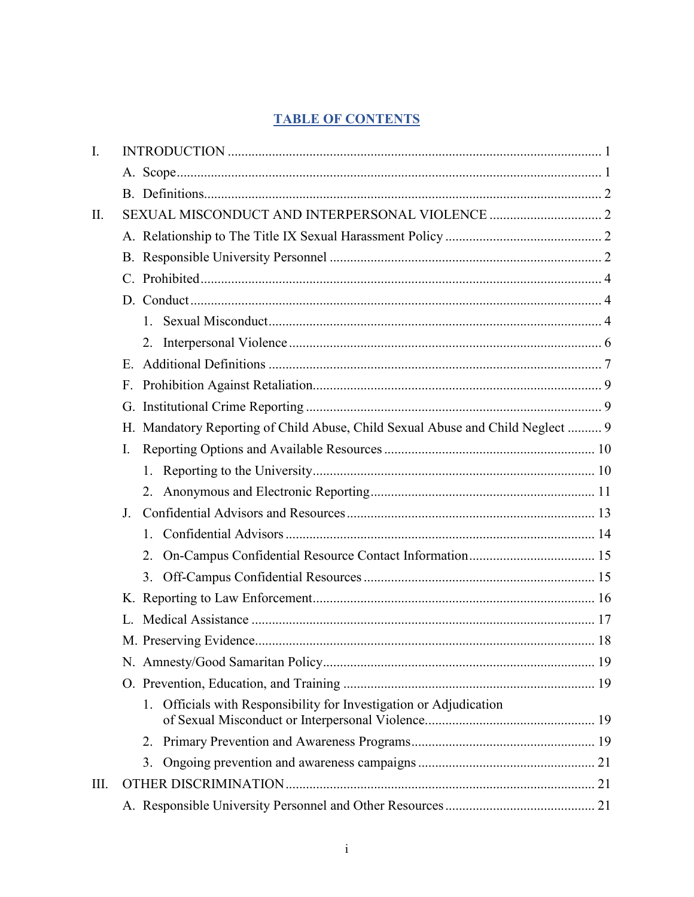## TABLE OF CONTENTS

- I. INTRODUCTION ..... 1
  - A. Scope ..... 1
  - B. Definitions ..... 2
- II. SEXUAL MISCONDUCT AND INTERPERSONAL VIOLENCE ..... 2
  - A. Relationship to The Title IX Sexual Harassment Policy ..... 2
  - B. Responsible University Personnel ..... 2
  - C. Prohibited ..... 4
  - D. Conduct ..... 4
    - 1. Sexual Misconduct ..... 4
    - 2. Interpersonal Violence ..... 6
  - E. Additional Definitions ..... 7
  - F. Prohibition Against Retaliation ..... 9
  - G. Institutional Crime Reporting ..... 9
  - H. Mandatory Reporting of Child Abuse, Child Sexual Abuse and Child Neglect ..... 9
  - I. Reporting Options and Available Resources ..... 10
    - 1. Reporting to the University ..... 10
    - 2. Anonymous and Electronic Reporting ..... 11
  - J. Confidential Advisors and Resources ..... 13
    - 1. Confidential Advisors ..... 14
    - 2. On-Campus Confidential Resource Contact Information ..... 15
    - 3. Off-Campus Confidential Resources ..... 15
  - K. Reporting to Law Enforcement ..... 16
  - L. Medical Assistance ..... 17
  - M. Preserving Evidence ..... 18
  - N. Amnesty/Good Samaritan Policy ..... 19
  - O. Prevention, Education, and Training ..... 19
    - 1. Officials with Responsibility for Investigation or Adjudication of Sexual Misconduct or Interpersonal Violence ..... 19
    - 2. Primary Prevention and Awareness Programs ..... 19
    - 3. Ongoing prevention and awareness campaigns ..... 21
- III. OTHER DISCRIMINATION ..... 21
  - A. Responsible University Personnel and Other Resources ..... 21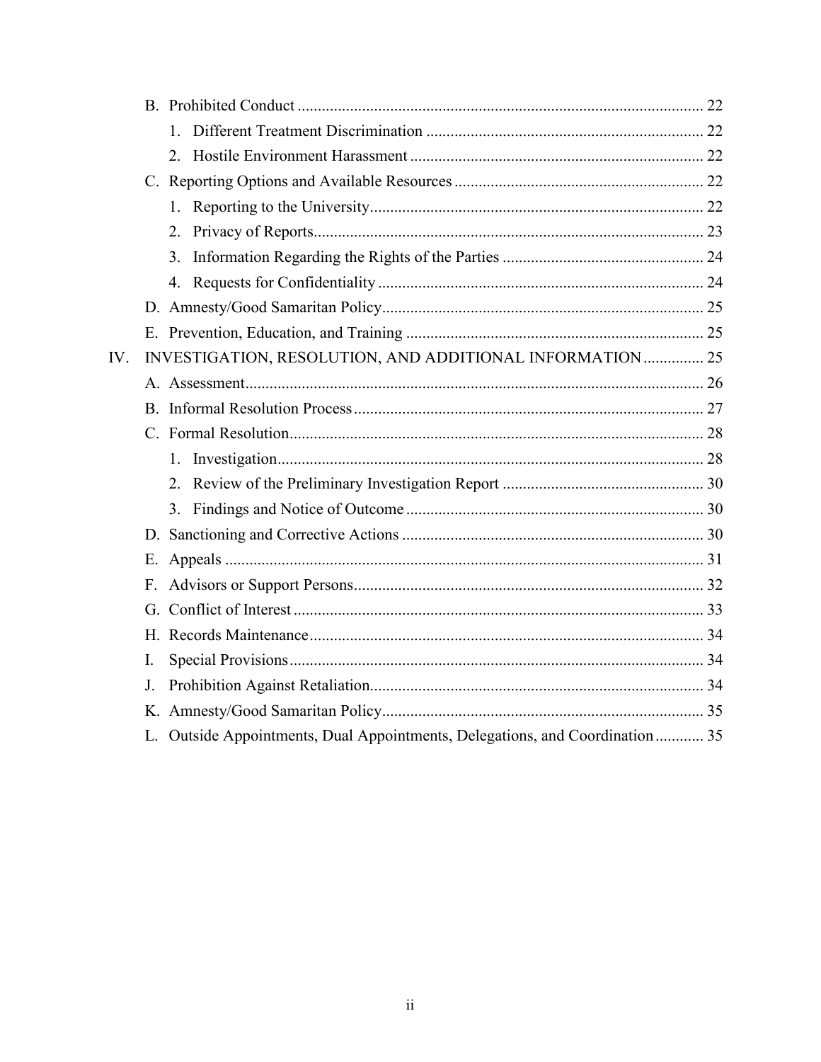- B. Prohibited Conduct ..................................................................................................... 22
  - 1. Different Treatment Discrimination .................................................................... 22
  - 2. Hostile Environment Harassment ........................................................................ 22
- C. Reporting Options and Available Resources ............................................................. 22
  - 1. Reporting to the University.................................................................................. 22
  - 2. Privacy of Reports................................................................................................ 23
  - 3. Information Regarding the Rights of the Parties ................................................. 24
  - 4. Requests for Confidentiality ................................................................................ 24
- D. Amnesty/Good Samaritan Policy............................................................................... 25
- E. Prevention, Education, and Training .......................................................................... 25

IV. INVESTIGATION, RESOLUTION, AND ADDITIONAL INFORMATION ............... 25

- A. Assessment................................................................................................................. 26
- B. Informal Resolution Process ....................................................................................... 27
- C. Formal Resolution....................................................................................................... 28
  - 1. Investigation......................................................................................................... 28
  - 2. Review of the Preliminary Investigation Report ................................................. 30
  - 3. Findings and Notice of Outcome ......................................................................... 30
- D. Sanctioning and Corrective Actions ........................................................................... 30
- E. Appeals ....................................................................................................................... 31
- F. Advisors or Support Persons....................................................................................... 32
- G. Conflict of Interest ...................................................................................................... 33
- H. Records Maintenance.................................................................................................. 34
- I. Special Provisions....................................................................................................... 34
- J. Prohibition Against Retaliation................................................................................... 34
- K. Amnesty/Good Samaritan Policy................................................................................ 35
- L. Outside Appointments, Dual Appointments, Delegations, and Coordination ............ 35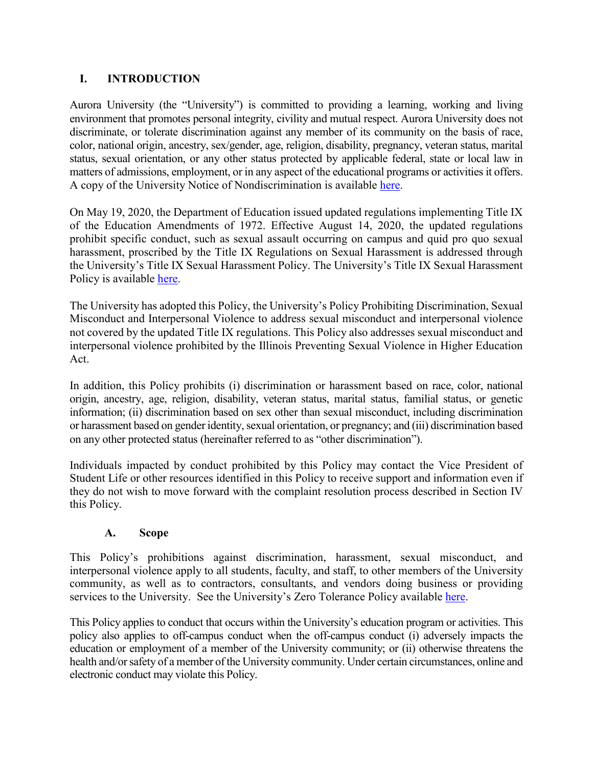## I. INTRODUCTION

Aurora University (the "University") is committed to providing a learning, working and living environment that promotes personal integrity, civility and mutual respect. Aurora University does not discriminate, or tolerate discrimination against any member of its community on the basis of race, color, national origin, ancestry, sex/gender, age, religion, disability, pregnancy, veteran status, marital status, sexual orientation, or any other status protected by applicable federal, state or local law in matters of admissions, employment, or in any aspect of the educational programs or activities it offers. A copy of the University Notice of Nondiscrimination is available here.

On May 19, 2020, the Department of Education issued updated regulations implementing Title IX of the Education Amendments of 1972. Effective August 14, 2020, the updated regulations prohibit specific conduct, such as sexual assault occurring on campus and quid pro quo sexual harassment, proscribed by the Title IX Regulations on Sexual Harassment is addressed through the University's Title IX Sexual Harassment Policy. The University's Title IX Sexual Harassment Policy is available here.

The University has adopted this Policy, the University's Policy Prohibiting Discrimination, Sexual Misconduct and Interpersonal Violence to address sexual misconduct and interpersonal violence not covered by the updated Title IX regulations. This Policy also addresses sexual misconduct and interpersonal violence prohibited by the Illinois Preventing Sexual Violence in Higher Education Act.

In addition, this Policy prohibits (i) discrimination or harassment based on race, color, national origin, ancestry, age, religion, disability, veteran status, marital status, familial status, or genetic information; (ii) discrimination based on sex other than sexual misconduct, including discrimination or harassment based on gender identity, sexual orientation, or pregnancy; and (iii) discrimination based on any other protected status (hereinafter referred to as "other discrimination").

Individuals impacted by conduct prohibited by this Policy may contact the Vice President of Student Life or other resources identified in this Policy to receive support and information even if they do not wish to move forward with the complaint resolution process described in Section IV this Policy.

### A. Scope

This Policy's prohibitions against discrimination, harassment, sexual misconduct, and interpersonal violence apply to all students, faculty, and staff, to other members of the University community, as well as to contractors, consultants, and vendors doing business or providing services to the University. See the University's Zero Tolerance Policy available here.

This Policy applies to conduct that occurs within the University's education program or activities. This policy also applies to off-campus conduct when the off-campus conduct (i) adversely impacts the education or employment of a member of the University community; or (ii) otherwise threatens the health and/or safety of a member of the University community. Under certain circumstances, online and electronic conduct may violate this Policy.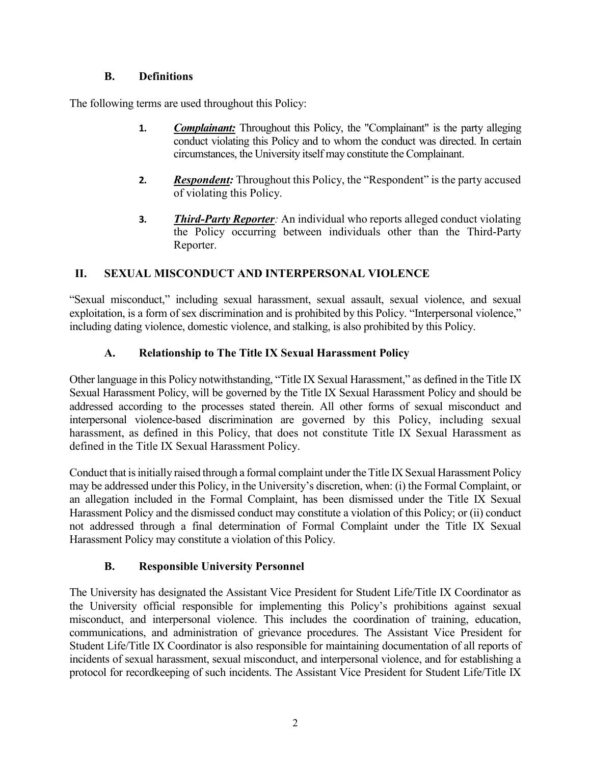### B. Definitions

The following terms are used throughout this Policy:

1. ***Complainant:*** Throughout this Policy, the "Complainant" is the party alleging conduct violating this Policy and to whom the conduct was directed. In certain circumstances, the University itself may constitute the Complainant.

2. ***Respondent:*** Throughout this Policy, the "Respondent" is the party accused of violating this Policy.

3. ***Third-Party Reporter**:* An individual who reports alleged conduct violating the Policy occurring between individuals other than the Third-Party Reporter.

## II. SEXUAL MISCONDUCT AND INTERPERSONAL VIOLENCE

"Sexual misconduct," including sexual harassment, sexual assault, sexual violence, and sexual exploitation, is a form of sex discrimination and is prohibited by this Policy. "Interpersonal violence," including dating violence, domestic violence, and stalking, is also prohibited by this Policy.

### A. Relationship to The Title IX Sexual Harassment Policy

Other language in this Policy notwithstanding, "Title IX Sexual Harassment," as defined in the Title IX Sexual Harassment Policy, will be governed by the Title IX Sexual Harassment Policy and should be addressed according to the processes stated therein. All other forms of sexual misconduct and interpersonal violence-based discrimination are governed by this Policy, including sexual harassment, as defined in this Policy, that does not constitute Title IX Sexual Harassment as defined in the Title IX Sexual Harassment Policy.

Conduct that is initially raised through a formal complaint under the Title IX Sexual Harassment Policy may be addressed under this Policy, in the University's discretion, when: (i) the Formal Complaint, or an allegation included in the Formal Complaint, has been dismissed under the Title IX Sexual Harassment Policy and the dismissed conduct may constitute a violation of this Policy; or (ii) conduct not addressed through a final determination of Formal Complaint under the Title IX Sexual Harassment Policy may constitute a violation of this Policy.

### B. Responsible University Personnel

The University has designated the Assistant Vice President for Student Life/Title IX Coordinator as the University official responsible for implementing this Policy's prohibitions against sexual misconduct, and interpersonal violence. This includes the coordination of training, education, communications, and administration of grievance procedures. The Assistant Vice President for Student Life/Title IX Coordinator is also responsible for maintaining documentation of all reports of incidents of sexual harassment, sexual misconduct, and interpersonal violence, and for establishing a protocol for recordkeeping of such incidents. The Assistant Vice President for Student Life/Title IX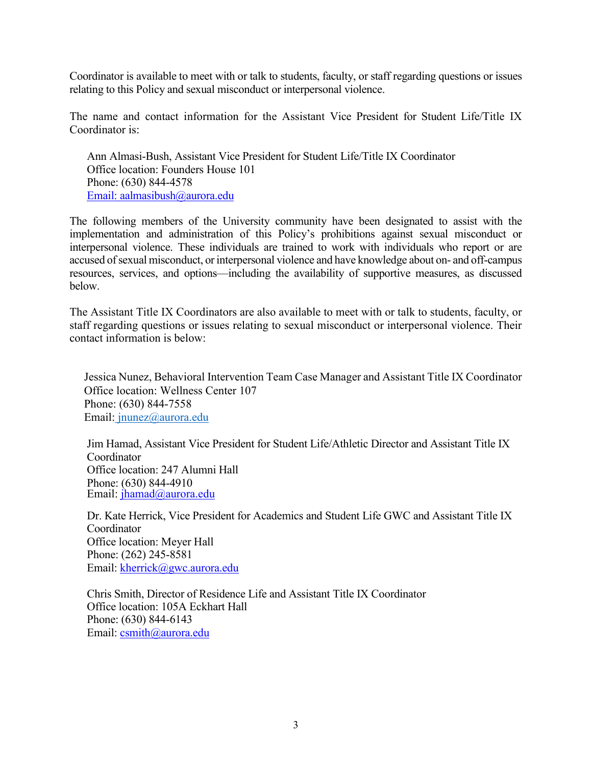Coordinator is available to meet with or talk to students, faculty, or staff regarding questions or issues relating to this Policy and sexual misconduct or interpersonal violence.

The name and contact information for the Assistant Vice President for Student Life/Title IX Coordinator is:

Ann Almasi-Bush, Assistant Vice President for Student Life/Title IX Coordinator
Office location: Founders House 101
Phone: (630) 844-4578
Email: aalmasibush@aurora.edu

The following members of the University community have been designated to assist with the implementation and administration of this Policy's prohibitions against sexual misconduct or interpersonal violence. These individuals are trained to work with individuals who report or are accused of sexual misconduct, or interpersonal violence and have knowledge about on- and off-campus resources, services, and options—including the availability of supportive measures, as discussed below.

The Assistant Title IX Coordinators are also available to meet with or talk to students, faculty, or staff regarding questions or issues relating to sexual misconduct or interpersonal violence. Their contact information is below:

Jessica Nunez, Behavioral Intervention Team Case Manager and Assistant Title IX Coordinator
Office location: Wellness Center 107
Phone: (630) 844-7558
Email: jnunez@aurora.edu

Jim Hamad, Assistant Vice President for Student Life/Athletic Director and Assistant Title IX Coordinator
Office location: 247 Alumni Hall
Phone: (630) 844-4910
Email: jhamad@aurora.edu

Dr. Kate Herrick, Vice President for Academics and Student Life GWC and Assistant Title IX Coordinator
Office location: Meyer Hall
Phone: (262) 245-8581
Email: kherrick@gwc.aurora.edu

Chris Smith, Director of Residence Life and Assistant Title IX Coordinator
Office location: 105A Eckhart Hall
Phone: (630) 844-6143
Email: csmith@aurora.edu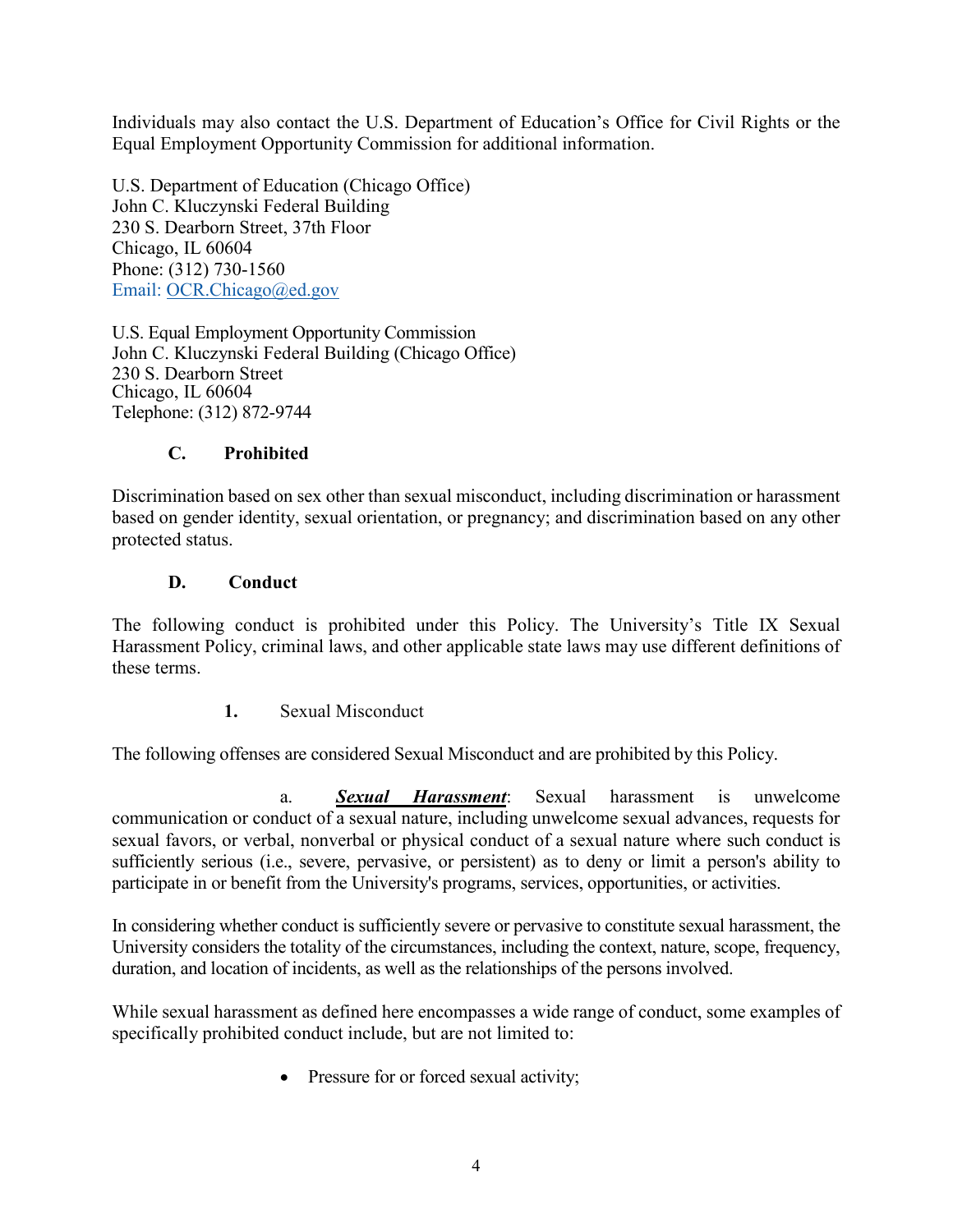Individuals may also contact the U.S. Department of Education's Office for Civil Rights or the Equal Employment Opportunity Commission for additional information.

U.S. Department of Education (Chicago Office)
John C. Kluczynski Federal Building
230 S. Dearborn Street, 37th Floor
Chicago, IL 60604
Phone: (312) 730-1560
Email: OCR.Chicago@ed.gov

U.S. Equal Employment Opportunity Commission
John C. Kluczynski Federal Building (Chicago Office)
230 S. Dearborn Street
Chicago, IL 60604
Telephone: (312) 872-9744

### C. Prohibited

Discrimination based on sex other than sexual misconduct, including discrimination or harassment based on gender identity, sexual orientation, or pregnancy; and discrimination based on any other protected status.

### D. Conduct

The following conduct is prohibited under this Policy. The University's Title IX Sexual Harassment Policy, criminal laws, and other applicable state laws may use different definitions of these terms.

#### 1. Sexual Misconduct

The following offenses are considered Sexual Misconduct and are prohibited by this Policy.

a. ***Sexual Harassment***: Sexual harassment is unwelcome communication or conduct of a sexual nature, including unwelcome sexual advances, requests for sexual favors, or verbal, nonverbal or physical conduct of a sexual nature where such conduct is sufficiently serious (i.e., severe, pervasive, or persistent) as to deny or limit a person's ability to participate in or benefit from the University's programs, services, opportunities, or activities.

In considering whether conduct is sufficiently severe or pervasive to constitute sexual harassment, the University considers the totality of the circumstances, including the context, nature, scope, frequency, duration, and location of incidents, as well as the relationships of the persons involved.

While sexual harassment as defined here encompasses a wide range of conduct, some examples of specifically prohibited conduct include, but are not limited to:

- Pressure for or forced sexual activity;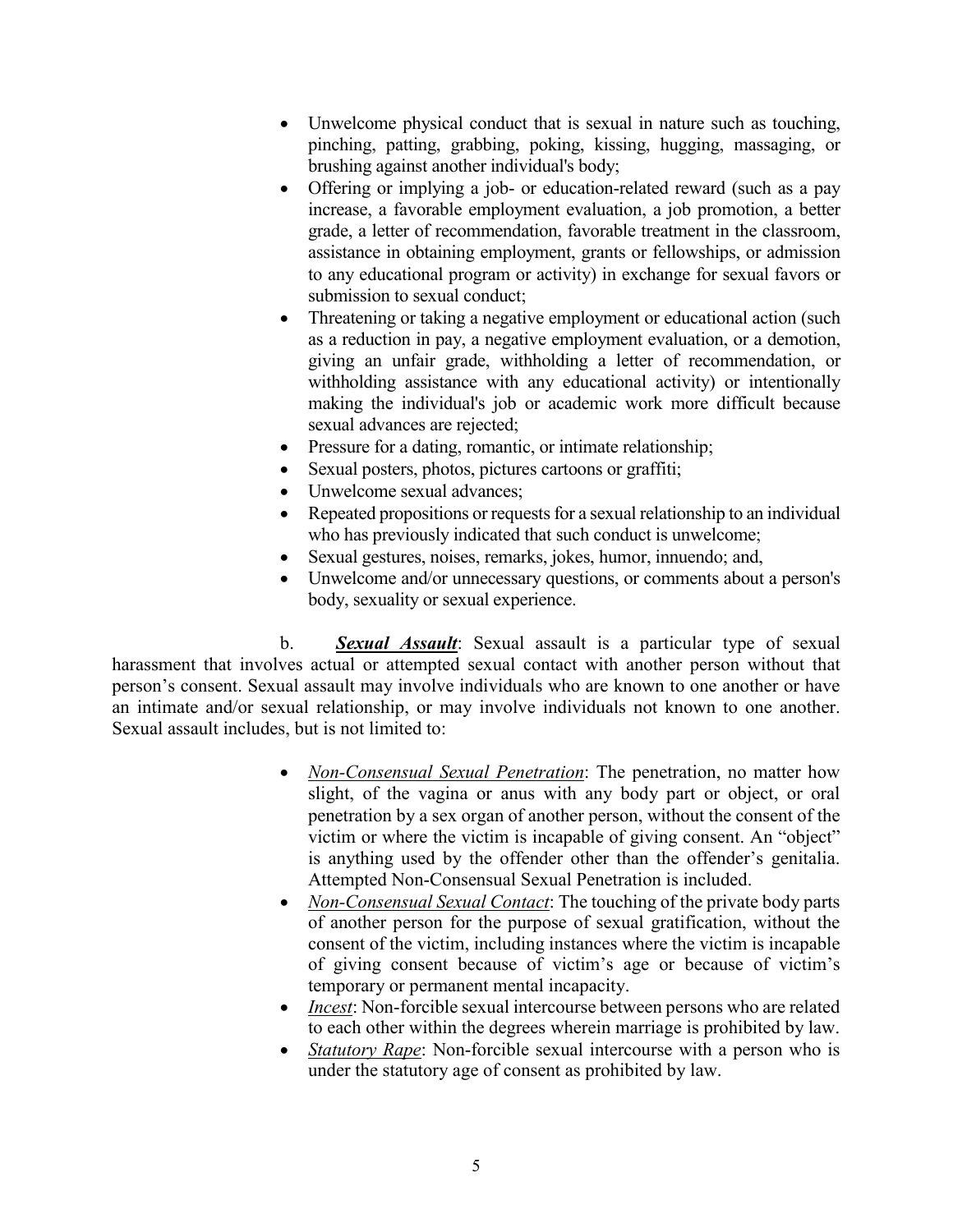- Unwelcome physical conduct that is sexual in nature such as touching, pinching, patting, grabbing, poking, kissing, hugging, massaging, or brushing against another individual's body;
- Offering or implying a job- or education-related reward (such as a pay increase, a favorable employment evaluation, a job promotion, a better grade, a letter of recommendation, favorable treatment in the classroom, assistance in obtaining employment, grants or fellowships, or admission to any educational program or activity) in exchange for sexual favors or submission to sexual conduct;
- Threatening or taking a negative employment or educational action (such as a reduction in pay, a negative employment evaluation, or a demotion, giving an unfair grade, withholding a letter of recommendation, or withholding assistance with any educational activity) or intentionally making the individual's job or academic work more difficult because sexual advances are rejected;
- Pressure for a dating, romantic, or intimate relationship;
- Sexual posters, photos, pictures cartoons or graffiti;
- Unwelcome sexual advances;
- Repeated propositions or requests for a sexual relationship to an individual who has previously indicated that such conduct is unwelcome;
- Sexual gestures, noises, remarks, jokes, humor, innuendo; and,
- Unwelcome and/or unnecessary questions, or comments about a person's body, sexuality or sexual experience.

b. ***Sexual Assault***: Sexual assault is a particular type of sexual harassment that involves actual or attempted sexual contact with another person without that person's consent. Sexual assault may involve individuals who are known to one another or have an intimate and/or sexual relationship, or may involve individuals not known to one another. Sexual assault includes, but is not limited to:

- *Non-Consensual Sexual Penetration*: The penetration, no matter how slight, of the vagina or anus with any body part or object, or oral penetration by a sex organ of another person, without the consent of the victim or where the victim is incapable of giving consent. An "object" is anything used by the offender other than the offender's genitalia. Attempted Non-Consensual Sexual Penetration is included.
- *Non-Consensual Sexual Contact*: The touching of the private body parts of another person for the purpose of sexual gratification, without the consent of the victim, including instances where the victim is incapable of giving consent because of victim's age or because of victim's temporary or permanent mental incapacity.
- *Incest*: Non-forcible sexual intercourse between persons who are related to each other within the degrees wherein marriage is prohibited by law.
- *Statutory Rape*: Non-forcible sexual intercourse with a person who is under the statutory age of consent as prohibited by law.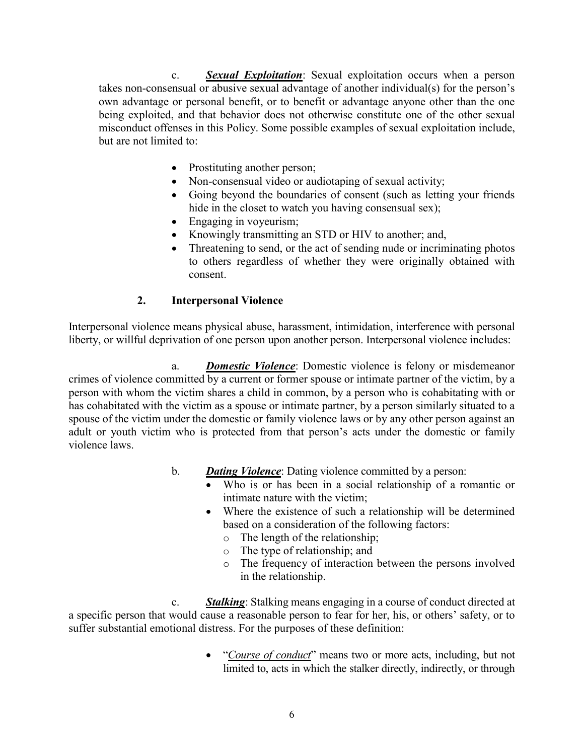c. ***Sexual Exploitation***: Sexual exploitation occurs when a person takes non-consensual or abusive sexual advantage of another individual(s) for the person's own advantage or personal benefit, or to benefit or advantage anyone other than the one being exploited, and that behavior does not otherwise constitute one of the other sexual misconduct offenses in this Policy. Some possible examples of sexual exploitation include, but are not limited to:

- Prostituting another person;
- Non-consensual video or audiotaping of sexual activity;
- Going beyond the boundaries of consent (such as letting your friends hide in the closet to watch you having consensual sex);
- Engaging in voyeurism;
- Knowingly transmitting an STD or HIV to another; and,
- Threatening to send, or the act of sending nude or incriminating photos to others regardless of whether they were originally obtained with consent.

## 2. Interpersonal Violence

Interpersonal violence means physical abuse, harassment, intimidation, interference with personal liberty, or willful deprivation of one person upon another person. Interpersonal violence includes:

a. ***Domestic Violence***: Domestic violence is felony or misdemeanor crimes of violence committed by a current or former spouse or intimate partner of the victim, by a person with whom the victim shares a child in common, by a person who is cohabitating with or has cohabitated with the victim as a spouse or intimate partner, by a person similarly situated to a spouse of the victim under the domestic or family violence laws or by any other person against an adult or youth victim who is protected from that person's acts under the domestic or family violence laws.

b. ***Dating Violence***: Dating violence committed by a person:

- Who is or has been in a social relationship of a romantic or intimate nature with the victim;
- Where the existence of such a relationship will be determined based on a consideration of the following factors:
  - The length of the relationship;
  - The type of relationship; and
  - The frequency of interaction between the persons involved in the relationship.

c. ***Stalking***: Stalking means engaging in a course of conduct directed at a specific person that would cause a reasonable person to fear for her, his, or others' safety, or to suffer substantial emotional distress. For the purposes of these definition:

- "*Course of conduct*" means two or more acts, including, but not limited to, acts in which the stalker directly, indirectly, or through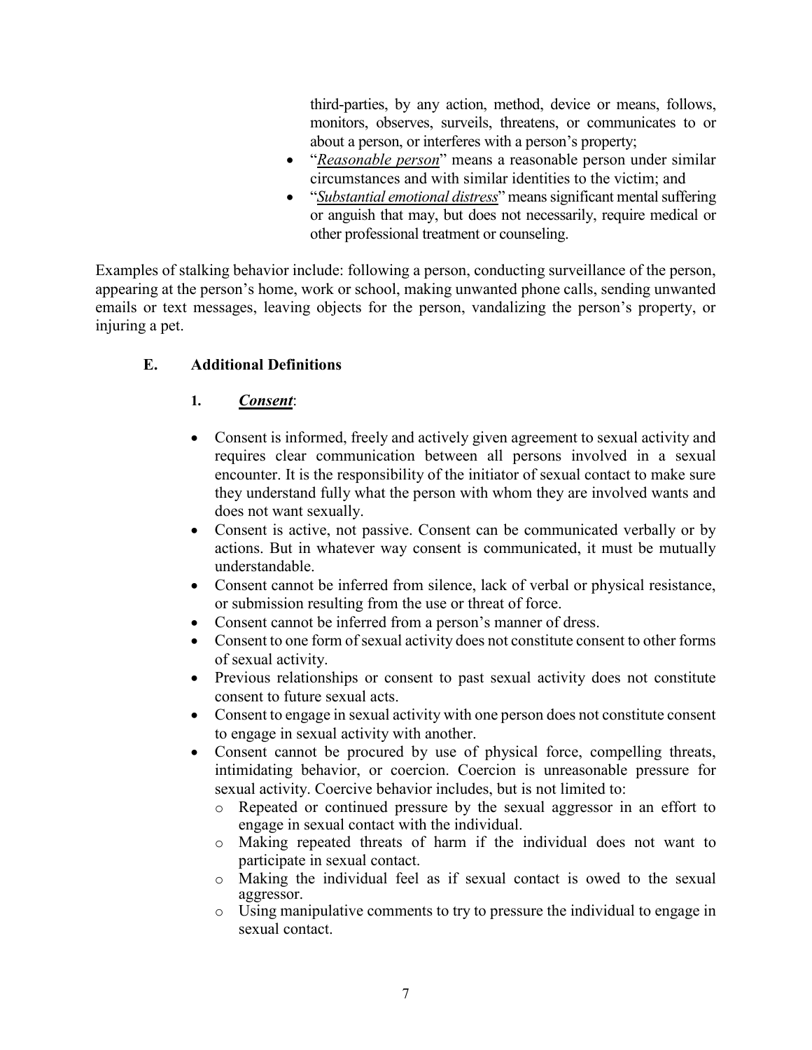third-parties, by any action, method, device or means, follows, monitors, observes, surveils, threatens, or communicates to or about a person, or interferes with a person's property;

- "*Reasonable person*" means a reasonable person under similar circumstances and with similar identities to the victim; and
- "*Substantial emotional distress*" means significant mental suffering or anguish that may, but does not necessarily, require medical or other professional treatment or counseling.

Examples of stalking behavior include: following a person, conducting surveillance of the person, appearing at the person's home, work or school, making unwanted phone calls, sending unwanted emails or text messages, leaving objects for the person, vandalizing the person's property, or injuring a pet.

### E. Additional Definitions

#### 1. *Consent*:

- Consent is informed, freely and actively given agreement to sexual activity and requires clear communication between all persons involved in a sexual encounter. It is the responsibility of the initiator of sexual contact to make sure they understand fully what the person with whom they are involved wants and does not want sexually.
- Consent is active, not passive. Consent can be communicated verbally or by actions. But in whatever way consent is communicated, it must be mutually understandable.
- Consent cannot be inferred from silence, lack of verbal or physical resistance, or submission resulting from the use or threat of force.
- Consent cannot be inferred from a person's manner of dress.
- Consent to one form of sexual activity does not constitute consent to other forms of sexual activity.
- Previous relationships or consent to past sexual activity does not constitute consent to future sexual acts.
- Consent to engage in sexual activity with one person does not constitute consent to engage in sexual activity with another.
- Consent cannot be procured by use of physical force, compelling threats, intimidating behavior, or coercion. Coercion is unreasonable pressure for sexual activity. Coercive behavior includes, but is not limited to:
  - Repeated or continued pressure by the sexual aggressor in an effort to engage in sexual contact with the individual.
  - Making repeated threats of harm if the individual does not want to participate in sexual contact.
  - Making the individual feel as if sexual contact is owed to the sexual aggressor.
  - Using manipulative comments to try to pressure the individual to engage in sexual contact.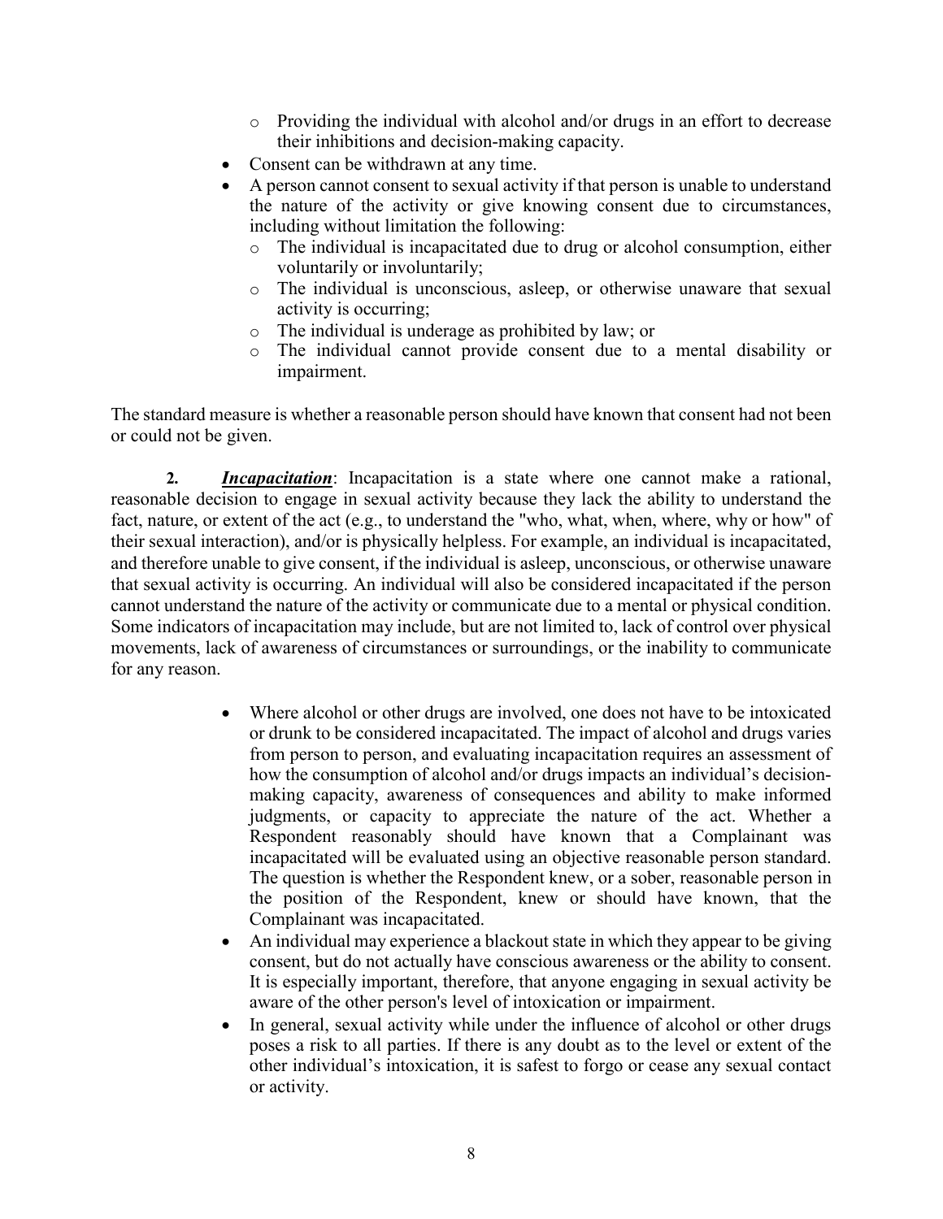- Providing the individual with alcohol and/or drugs in an effort to decrease their inhibitions and decision-making capacity.
- Consent can be withdrawn at any time.
- A person cannot consent to sexual activity if that person is unable to understand the nature of the activity or give knowing consent due to circumstances, including without limitation the following:
  - The individual is incapacitated due to drug or alcohol consumption, either voluntarily or involuntarily;
  - The individual is unconscious, asleep, or otherwise unaware that sexual activity is occurring;
  - The individual is underage as prohibited by law; or
  - The individual cannot provide consent due to a mental disability or impairment.

The standard measure is whether a reasonable person should have known that consent had not been or could not be given.

**2.** ***Incapacitation***: Incapacitation is a state where one cannot make a rational, reasonable decision to engage in sexual activity because they lack the ability to understand the fact, nature, or extent of the act (e.g., to understand the "who, what, when, where, why or how" of their sexual interaction), and/or is physically helpless. For example, an individual is incapacitated, and therefore unable to give consent, if the individual is asleep, unconscious, or otherwise unaware that sexual activity is occurring. An individual will also be considered incapacitated if the person cannot understand the nature of the activity or communicate due to a mental or physical condition. Some indicators of incapacitation may include, but are not limited to, lack of control over physical movements, lack of awareness of circumstances or surroundings, or the inability to communicate for any reason.

- Where alcohol or other drugs are involved, one does not have to be intoxicated or drunk to be considered incapacitated. The impact of alcohol and drugs varies from person to person, and evaluating incapacitation requires an assessment of how the consumption of alcohol and/or drugs impacts an individual's decision-making capacity, awareness of consequences and ability to make informed judgments, or capacity to appreciate the nature of the act. Whether a Respondent reasonably should have known that a Complainant was incapacitated will be evaluated using an objective reasonable person standard. The question is whether the Respondent knew, or a sober, reasonable person in the position of the Respondent, knew or should have known, that the Complainant was incapacitated.
- An individual may experience a blackout state in which they appear to be giving consent, but do not actually have conscious awareness or the ability to consent. It is especially important, therefore, that anyone engaging in sexual activity be aware of the other person's level of intoxication or impairment.
- In general, sexual activity while under the influence of alcohol or other drugs poses a risk to all parties. If there is any doubt as to the level or extent of the other individual's intoxication, it is safest to forgo or cease any sexual contact or activity.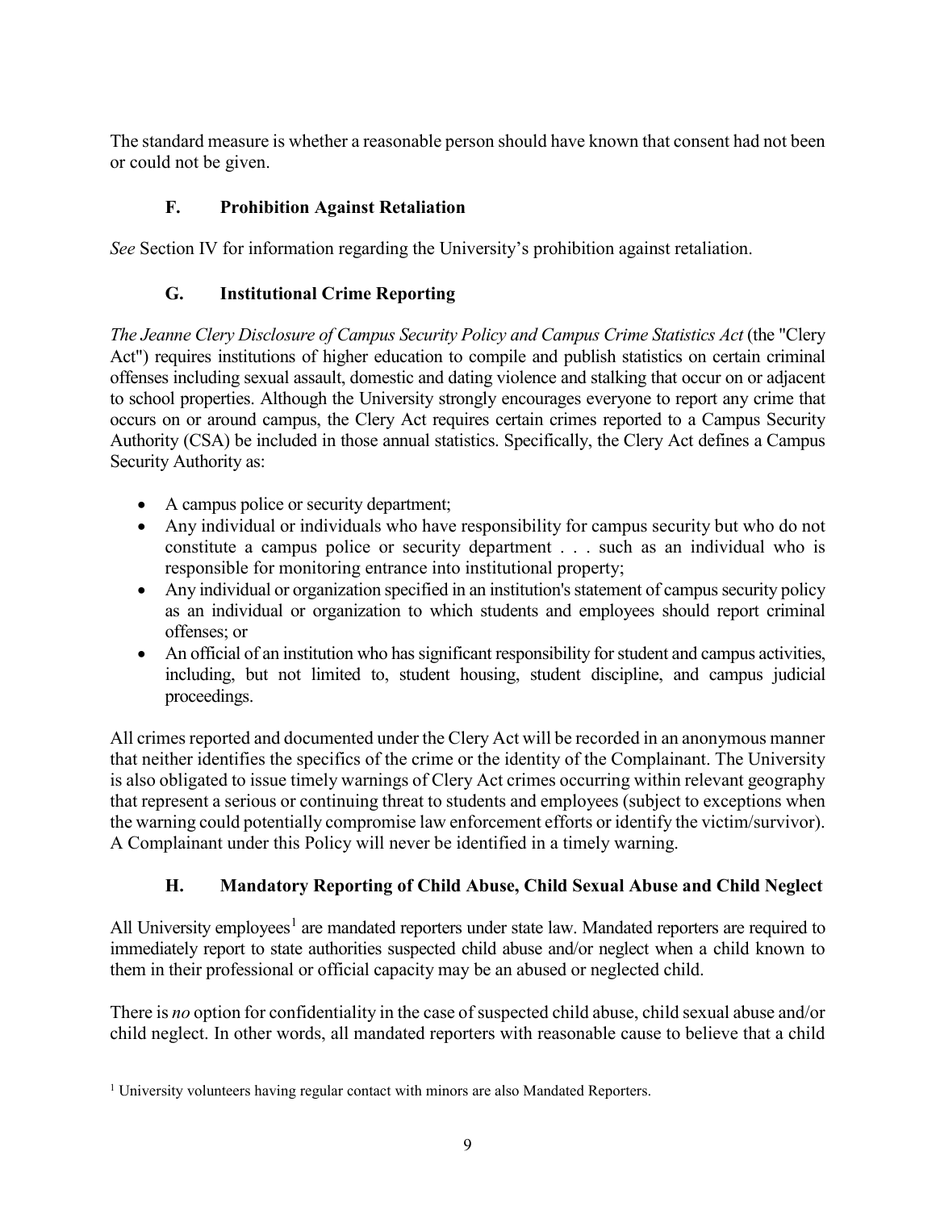The standard measure is whether a reasonable person should have known that consent had not been or could not be given.

### F. Prohibition Against Retaliation

*See* Section IV for information regarding the University's prohibition against retaliation.

### G. Institutional Crime Reporting

*The Jeanne Clery Disclosure of Campus Security Policy and Campus Crime Statistics Act* (the "Clery Act") requires institutions of higher education to compile and publish statistics on certain criminal offenses including sexual assault, domestic and dating violence and stalking that occur on or adjacent to school properties. Although the University strongly encourages everyone to report any crime that occurs on or around campus, the Clery Act requires certain crimes reported to a Campus Security Authority (CSA) be included in those annual statistics. Specifically, the Clery Act defines a Campus Security Authority as:

- A campus police or security department;
- Any individual or individuals who have responsibility for campus security but who do not constitute a campus police or security department . . . such as an individual who is responsible for monitoring entrance into institutional property;
- Any individual or organization specified in an institution's statement of campus security policy as an individual or organization to which students and employees should report criminal offenses; or
- An official of an institution who has significant responsibility for student and campus activities, including, but not limited to, student housing, student discipline, and campus judicial proceedings.

All crimes reported and documented under the Clery Act will be recorded in an anonymous manner that neither identifies the specifics of the crime or the identity of the Complainant. The University is also obligated to issue timely warnings of Clery Act crimes occurring within relevant geography that represent a serious or continuing threat to students and employees (subject to exceptions when the warning could potentially compromise law enforcement efforts or identify the victim/survivor). A Complainant under this Policy will never be identified in a timely warning.

### H. Mandatory Reporting of Child Abuse, Child Sexual Abuse and Child Neglect

All University employees[1] are mandated reporters under state law. Mandated reporters are required to immediately report to state authorities suspected child abuse and/or neglect when a child known to them in their professional or official capacity may be an abused or neglected child.

There is *no* option for confidentiality in the case of suspected child abuse, child sexual abuse and/or child neglect. In other words, all mandated reporters with reasonable cause to believe that a child

[1] University volunteers having regular contact with minors are also Mandated Reporters.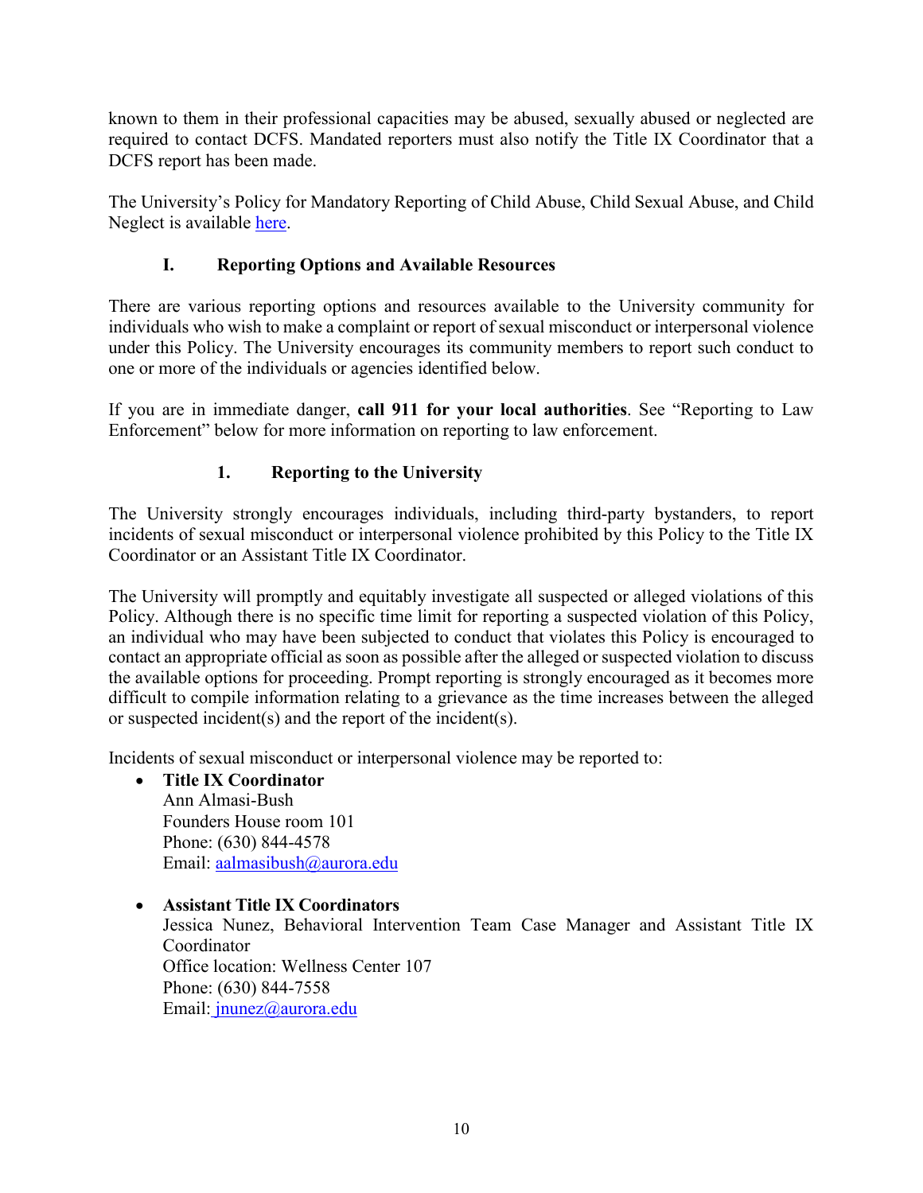known to them in their professional capacities may be abused, sexually abused or neglected are required to contact DCFS. Mandated reporters must also notify the Title IX Coordinator that a DCFS report has been made.

The University's Policy for Mandatory Reporting of Child Abuse, Child Sexual Abuse, and Child Neglect is available here.

## I. Reporting Options and Available Resources

There are various reporting options and resources available to the University community for individuals who wish to make a complaint or report of sexual misconduct or interpersonal violence under this Policy. The University encourages its community members to report such conduct to one or more of the individuals or agencies identified below.

If you are in immediate danger, **call 911 for your local authorities**. See "Reporting to Law Enforcement" below for more information on reporting to law enforcement.

### 1. Reporting to the University

The University strongly encourages individuals, including third-party bystanders, to report incidents of sexual misconduct or interpersonal violence prohibited by this Policy to the Title IX Coordinator or an Assistant Title IX Coordinator.

The University will promptly and equitably investigate all suspected or alleged violations of this Policy. Although there is no specific time limit for reporting a suspected violation of this Policy, an individual who may have been subjected to conduct that violates this Policy is encouraged to contact an appropriate official as soon as possible after the alleged or suspected violation to discuss the available options for proceeding. Prompt reporting is strongly encouraged as it becomes more difficult to compile information relating to a grievance as the time increases between the alleged or suspected incident(s) and the report of the incident(s).

Incidents of sexual misconduct or interpersonal violence may be reported to:

- **Title IX Coordinator**
  Ann Almasi-Bush
  Founders House room 101
  Phone: (630) 844-4578
  Email: aalmasibush@aurora.edu

- **Assistant Title IX Coordinators**
  Jessica Nunez, Behavioral Intervention Team Case Manager and Assistant Title IX Coordinator
  Office location: Wellness Center 107
  Phone: (630) 844-7558
  Email: jnunez@aurora.edu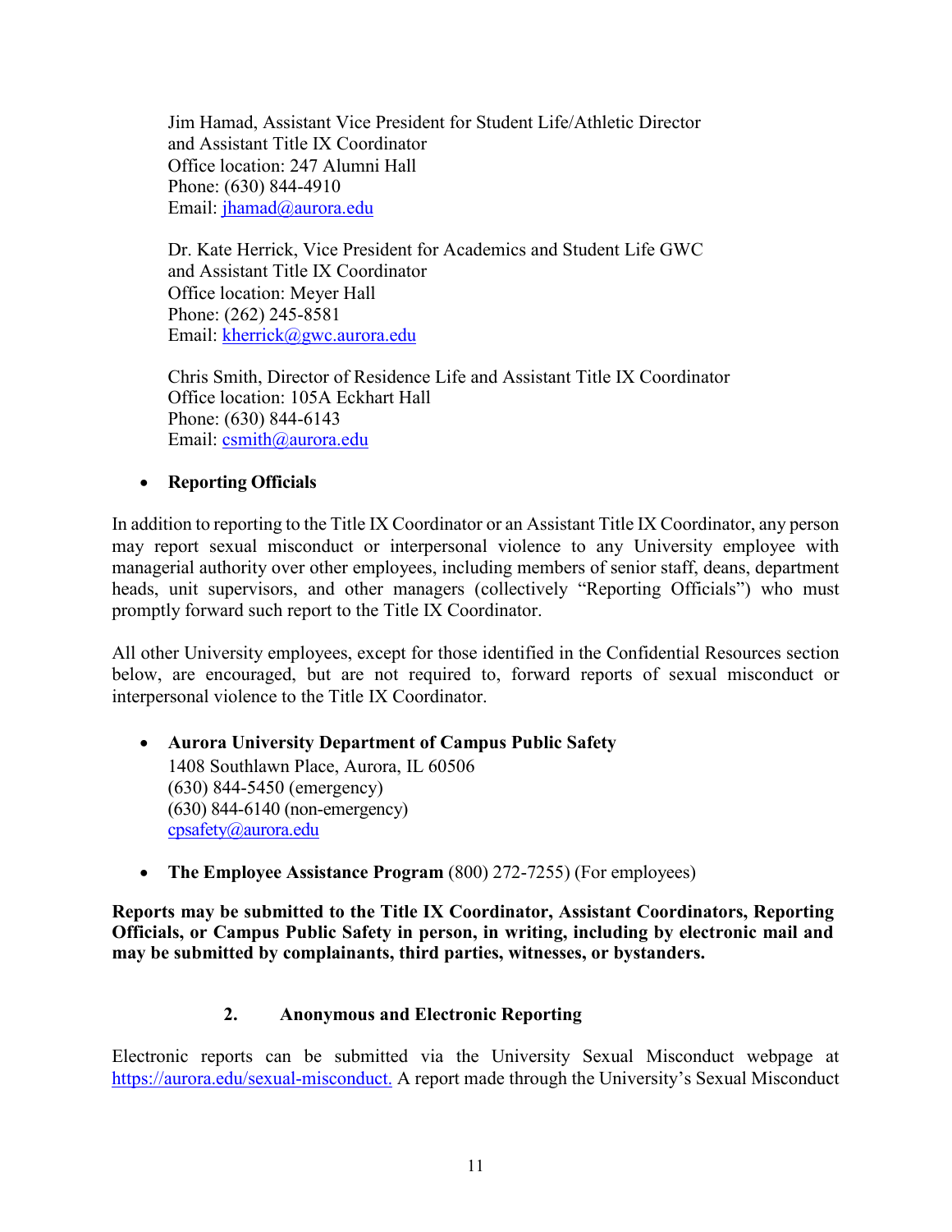Jim Hamad, Assistant Vice President for Student Life/Athletic Director and Assistant Title IX Coordinator
Office location: 247 Alumni Hall
Phone: (630) 844-4910
Email: jhamad@aurora.edu

Dr. Kate Herrick, Vice President for Academics and Student Life GWC and Assistant Title IX Coordinator
Office location: Meyer Hall
Phone: (262) 245-8581
Email: kherrick@gwc.aurora.edu

Chris Smith, Director of Residence Life and Assistant Title IX Coordinator
Office location: 105A Eckhart Hall
Phone: (630) 844-6143
Email: csmith@aurora.edu

- **Reporting Officials**

In addition to reporting to the Title IX Coordinator or an Assistant Title IX Coordinator, any person may report sexual misconduct or interpersonal violence to any University employee with managerial authority over other employees, including members of senior staff, deans, department heads, unit supervisors, and other managers (collectively "Reporting Officials") who must promptly forward such report to the Title IX Coordinator.

All other University employees, except for those identified in the Confidential Resources section below, are encouraged, but are not required to, forward reports of sexual misconduct or interpersonal violence to the Title IX Coordinator.

- **Aurora University Department of Campus Public Safety**
  1408 Southlawn Place, Aurora, IL 60506
  (630) 844-5450 (emergency)
  (630) 844-6140 (non-emergency)
  cpsafety@aurora.edu

- **The Employee Assistance Program** (800) 272-7255) (For employees)

**Reports may be submitted to the Title IX Coordinator, Assistant Coordinators, Reporting Officials, or Campus Public Safety in person, in writing, including by electronic mail and may be submitted by complainants, third parties, witnesses, or bystanders.**

### 2. Anonymous and Electronic Reporting

Electronic reports can be submitted via the University Sexual Misconduct webpage at https://aurora.edu/sexual-misconduct. A report made through the University's Sexual Misconduct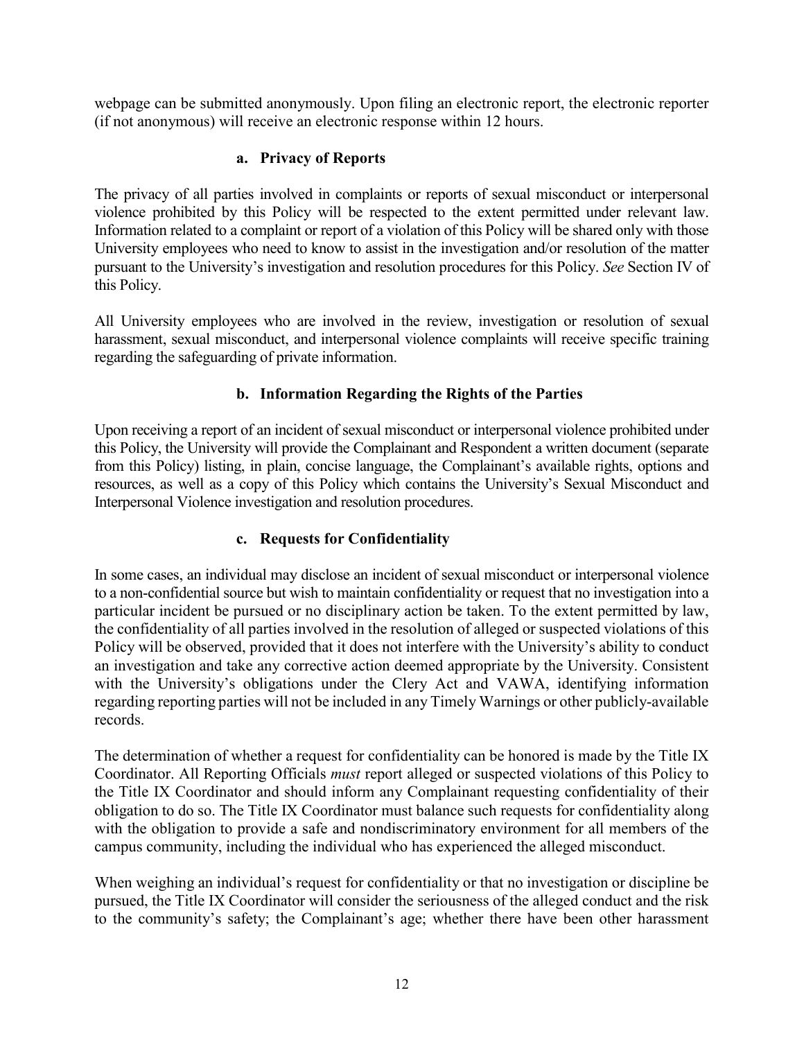webpage can be submitted anonymously. Upon filing an electronic report, the electronic reporter (if not anonymous) will receive an electronic response within 12 hours.

### a. Privacy of Reports

The privacy of all parties involved in complaints or reports of sexual misconduct or interpersonal violence prohibited by this Policy will be respected to the extent permitted under relevant law. Information related to a complaint or report of a violation of this Policy will be shared only with those University employees who need to know to assist in the investigation and/or resolution of the matter pursuant to the University's investigation and resolution procedures for this Policy. *See* Section IV of this Policy.

All University employees who are involved in the review, investigation or resolution of sexual harassment, sexual misconduct, and interpersonal violence complaints will receive specific training regarding the safeguarding of private information.

### b. Information Regarding the Rights of the Parties

Upon receiving a report of an incident of sexual misconduct or interpersonal violence prohibited under this Policy, the University will provide the Complainant and Respondent a written document (separate from this Policy) listing, in plain, concise language, the Complainant's available rights, options and resources, as well as a copy of this Policy which contains the University's Sexual Misconduct and Interpersonal Violence investigation and resolution procedures.

### c. Requests for Confidentiality

In some cases, an individual may disclose an incident of sexual misconduct or interpersonal violence to a non-confidential source but wish to maintain confidentiality or request that no investigation into a particular incident be pursued or no disciplinary action be taken. To the extent permitted by law, the confidentiality of all parties involved in the resolution of alleged or suspected violations of this Policy will be observed, provided that it does not interfere with the University's ability to conduct an investigation and take any corrective action deemed appropriate by the University. Consistent with the University's obligations under the Clery Act and VAWA, identifying information regarding reporting parties will not be included in any Timely Warnings or other publicly-available records.

The determination of whether a request for confidentiality can be honored is made by the Title IX Coordinator. All Reporting Officials *must* report alleged or suspected violations of this Policy to the Title IX Coordinator and should inform any Complainant requesting confidentiality of their obligation to do so. The Title IX Coordinator must balance such requests for confidentiality along with the obligation to provide a safe and nondiscriminatory environment for all members of the campus community, including the individual who has experienced the alleged misconduct.

When weighing an individual's request for confidentiality or that no investigation or discipline be pursued, the Title IX Coordinator will consider the seriousness of the alleged conduct and the risk to the community's safety; the Complainant's age; whether there have been other harassment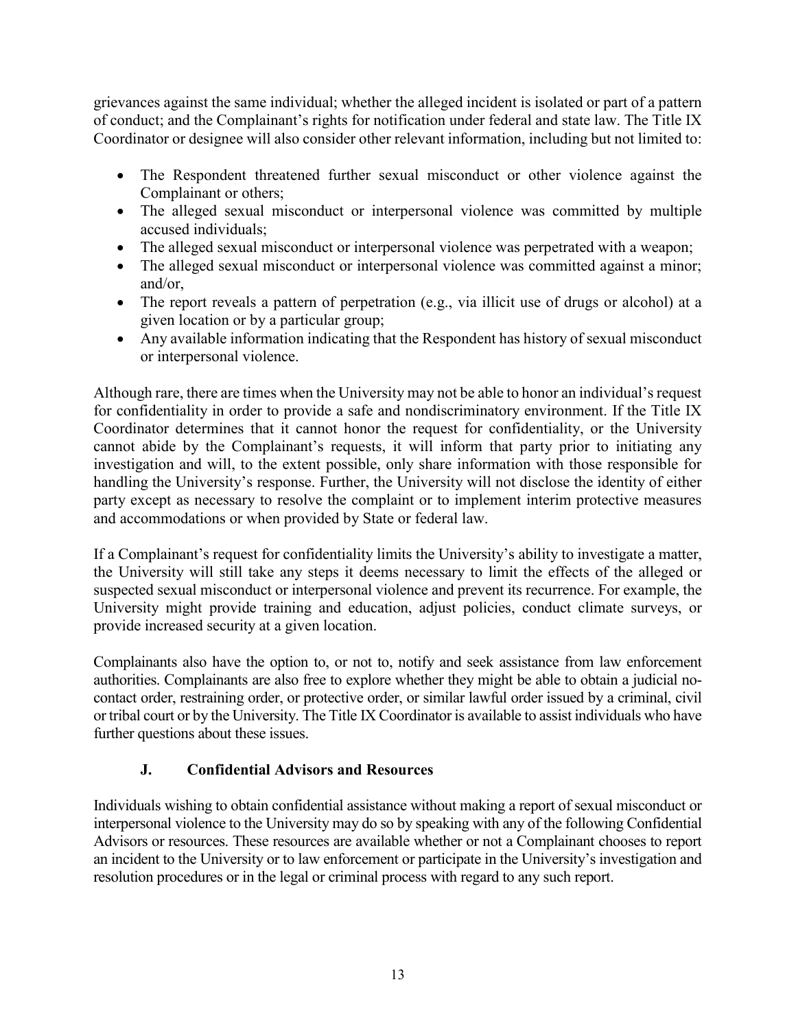grievances against the same individual; whether the alleged incident is isolated or part of a pattern of conduct; and the Complainant's rights for notification under federal and state law. The Title IX Coordinator or designee will also consider other relevant information, including but not limited to:

- The Respondent threatened further sexual misconduct or other violence against the Complainant or others;
- The alleged sexual misconduct or interpersonal violence was committed by multiple accused individuals;
- The alleged sexual misconduct or interpersonal violence was perpetrated with a weapon;
- The alleged sexual misconduct or interpersonal violence was committed against a minor; and/or,
- The report reveals a pattern of perpetration (e.g., via illicit use of drugs or alcohol) at a given location or by a particular group;
- Any available information indicating that the Respondent has history of sexual misconduct or interpersonal violence.

Although rare, there are times when the University may not be able to honor an individual's request for confidentiality in order to provide a safe and nondiscriminatory environment. If the Title IX Coordinator determines that it cannot honor the request for confidentiality, or the University cannot abide by the Complainant's requests, it will inform that party prior to initiating any investigation and will, to the extent possible, only share information with those responsible for handling the University's response. Further, the University will not disclose the identity of either party except as necessary to resolve the complaint or to implement interim protective measures and accommodations or when provided by State or federal law.

If a Complainant's request for confidentiality limits the University's ability to investigate a matter, the University will still take any steps it deems necessary to limit the effects of the alleged or suspected sexual misconduct or interpersonal violence and prevent its recurrence. For example, the University might provide training and education, adjust policies, conduct climate surveys, or provide increased security at a given location.

Complainants also have the option to, or not to, notify and seek assistance from law enforcement authorities. Complainants are also free to explore whether they might be able to obtain a judicial no-contact order, restraining order, or protective order, or similar lawful order issued by a criminal, civil or tribal court or by the University. The Title IX Coordinator is available to assist individuals who have further questions about these issues.

### J. Confidential Advisors and Resources

Individuals wishing to obtain confidential assistance without making a report of sexual misconduct or interpersonal violence to the University may do so by speaking with any of the following Confidential Advisors or resources. These resources are available whether or not a Complainant chooses to report an incident to the University or to law enforcement or participate in the University's investigation and resolution procedures or in the legal or criminal process with regard to any such report.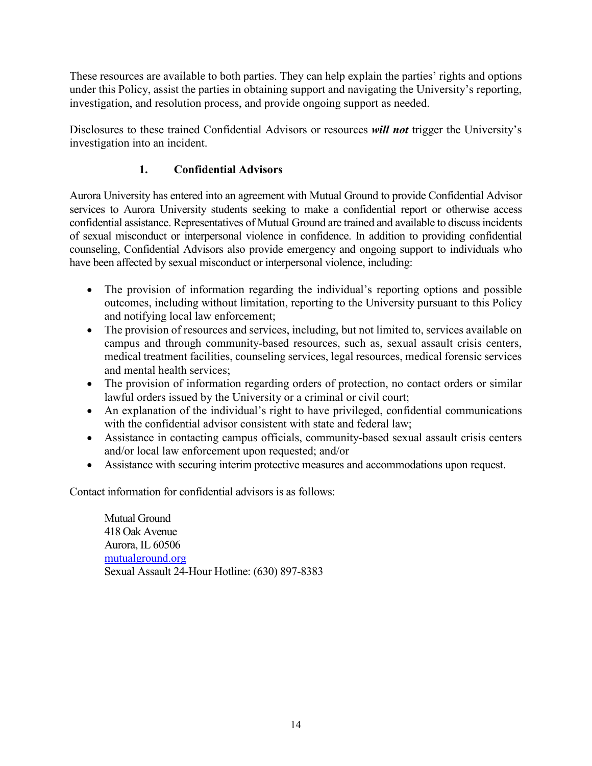These resources are available to both parties. They can help explain the parties' rights and options under this Policy, assist the parties in obtaining support and navigating the University's reporting, investigation, and resolution process, and provide ongoing support as needed.

Disclosures to these trained Confidential Advisors or resources ***will not*** trigger the University's investigation into an incident.

### 1. Confidential Advisors

Aurora University has entered into an agreement with Mutual Ground to provide Confidential Advisor services to Aurora University students seeking to make a confidential report or otherwise access confidential assistance. Representatives of Mutual Ground are trained and available to discuss incidents of sexual misconduct or interpersonal violence in confidence. In addition to providing confidential counseling, Confidential Advisors also provide emergency and ongoing support to individuals who have been affected by sexual misconduct or interpersonal violence, including:

- The provision of information regarding the individual's reporting options and possible outcomes, including without limitation, reporting to the University pursuant to this Policy and notifying local law enforcement;
- The provision of resources and services, including, but not limited to, services available on campus and through community-based resources, such as, sexual assault crisis centers, medical treatment facilities, counseling services, legal resources, medical forensic services and mental health services;
- The provision of information regarding orders of protection, no contact orders or similar lawful orders issued by the University or a criminal or civil court;
- An explanation of the individual's right to have privileged, confidential communications with the confidential advisor consistent with state and federal law;
- Assistance in contacting campus officials, community-based sexual assault crisis centers and/or local law enforcement upon requested; and/or
- Assistance with securing interim protective measures and accommodations upon request.

Contact information for confidential advisors is as follows:

Mutual Ground
418 Oak Avenue
Aurora, IL 60506
[mutualground.org](mutualground.org)
Sexual Assault 24-Hour Hotline: (630) 897-8383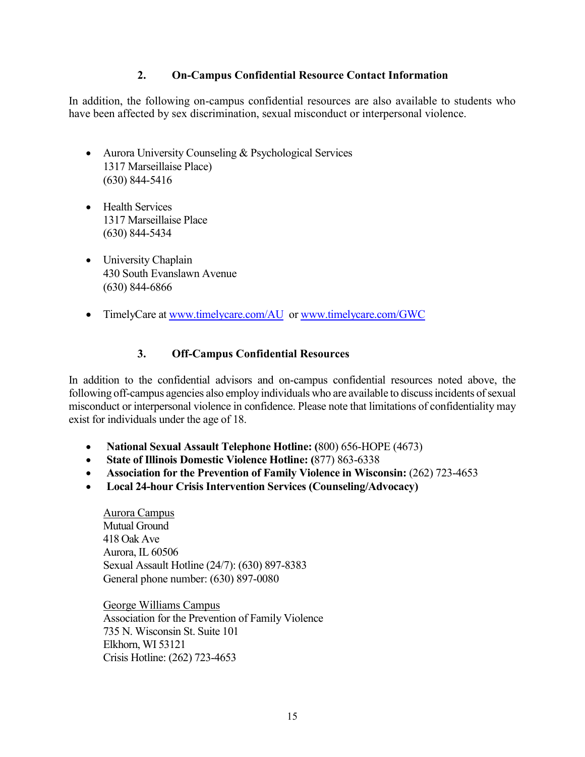### 2. On-Campus Confidential Resource Contact Information

In addition, the following on-campus confidential resources are also available to students who have been affected by sex discrimination, sexual misconduct or interpersonal violence.

- Aurora University Counseling & Psychological Services
  1317 Marseillaise Place)
  (630) 844-5416

- Health Services
  1317 Marseillaise Place
  (630) 844-5434

- University Chaplain
  430 South Evanslawn Avenue
  (630) 844-6866

- TimelyCare at [www.timelycare.com/AU](www.timelycare.com/AU) or [www.timelycare.com/GWC](www.timelycare.com/GWC)

### 3. Off-Campus Confidential Resources

In addition to the confidential advisors and on-campus confidential resources noted above, the following off-campus agencies also employ individuals who are available to discuss incidents of sexual misconduct or interpersonal violence in confidence. Please note that limitations of confidentiality may exist for individuals under the age of 18.

- **National Sexual Assault Telephone Hotline: (**800) 656-HOPE (4673)
- **State of Illinois Domestic Violence Hotline: (**877) 863-6338
- **Association for the Prevention of Family Violence in Wisconsin:** (262) 723-4653
- **Local 24-hour Crisis Intervention Services (Counseling/Advocacy)**

  Aurora Campus
  Mutual Ground
  418 Oak Ave
  Aurora, IL 60506
  Sexual Assault Hotline (24/7): (630) 897-8383
  General phone number: (630) 897-0080

  George Williams Campus
  Association for the Prevention of Family Violence
  735 N. Wisconsin St. Suite 101
  Elkhorn, WI 53121
  Crisis Hotline: (262) 723-4653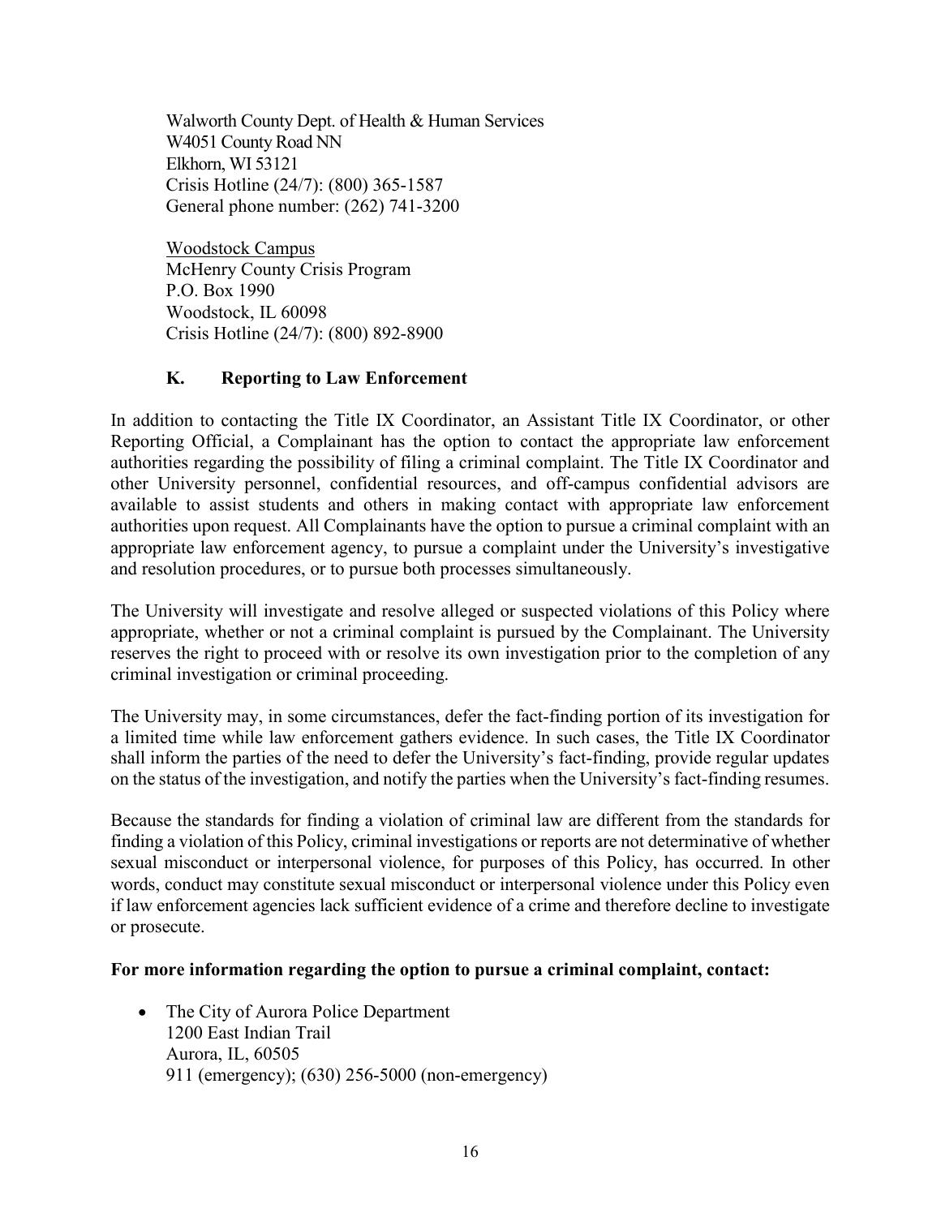Walworth County Dept. of Health & Human Services
W4051 County Road NN
Elkhorn, WI 53121
Crisis Hotline (24/7): (800) 365-1587
General phone number: (262) 741-3200

<u>Woodstock Campus</u>
McHenry County Crisis Program
P.O. Box 1990
Woodstock, IL 60098
Crisis Hotline (24/7): (800) 892-8900

### K. Reporting to Law Enforcement

In addition to contacting the Title IX Coordinator, an Assistant Title IX Coordinator, or other Reporting Official, a Complainant has the option to contact the appropriate law enforcement authorities regarding the possibility of filing a criminal complaint. The Title IX Coordinator and other University personnel, confidential resources, and off-campus confidential advisors are available to assist students and others in making contact with appropriate law enforcement authorities upon request. All Complainants have the option to pursue a criminal complaint with an appropriate law enforcement agency, to pursue a complaint under the University's investigative and resolution procedures, or to pursue both processes simultaneously.

The University will investigate and resolve alleged or suspected violations of this Policy where appropriate, whether or not a criminal complaint is pursued by the Complainant. The University reserves the right to proceed with or resolve its own investigation prior to the completion of any criminal investigation or criminal proceeding.

The University may, in some circumstances, defer the fact-finding portion of its investigation for a limited time while law enforcement gathers evidence. In such cases, the Title IX Coordinator shall inform the parties of the need to defer the University's fact-finding, provide regular updates on the status of the investigation, and notify the parties when the University's fact-finding resumes.

Because the standards for finding a violation of criminal law are different from the standards for finding a violation of this Policy, criminal investigations or reports are not determinative of whether sexual misconduct or interpersonal violence, for purposes of this Policy, has occurred. In other words, conduct may constitute sexual misconduct or interpersonal violence under this Policy even if law enforcement agencies lack sufficient evidence of a crime and therefore decline to investigate or prosecute.

**For more information regarding the option to pursue a criminal complaint, contact:**

- The City of Aurora Police Department
  1200 East Indian Trail
  Aurora, IL, 60505
  911 (emergency); (630) 256-5000 (non-emergency)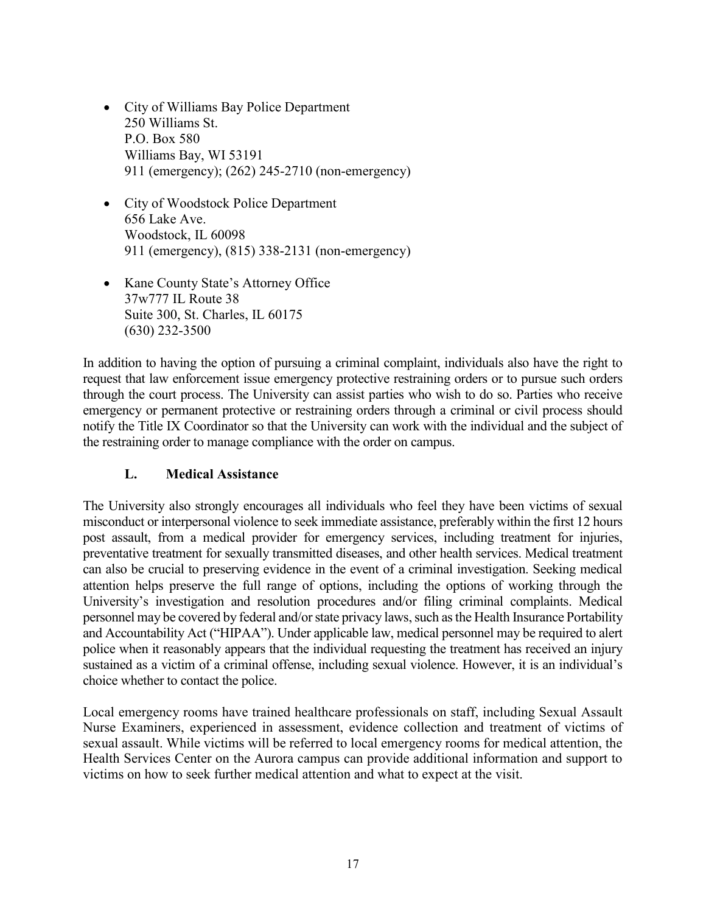- City of Williams Bay Police Department
  250 Williams St.
  P.O. Box 580
  Williams Bay, WI 53191
  911 (emergency); (262) 245-2710 (non-emergency)

- City of Woodstock Police Department
  656 Lake Ave.
  Woodstock, IL 60098
  911 (emergency), (815) 338-2131 (non-emergency)

- Kane County State's Attorney Office
  37w777 IL Route 38
  Suite 300, St. Charles, IL 60175
  (630) 232-3500

In addition to having the option of pursuing a criminal complaint, individuals also have the right to request that law enforcement issue emergency protective restraining orders or to pursue such orders through the court process. The University can assist parties who wish to do so. Parties who receive emergency or permanent protective or restraining orders through a criminal or civil process should notify the Title IX Coordinator so that the University can work with the individual and the subject of the restraining order to manage compliance with the order on campus.

### L. Medical Assistance

The University also strongly encourages all individuals who feel they have been victims of sexual misconduct or interpersonal violence to seek immediate assistance, preferably within the first 12 hours post assault, from a medical provider for emergency services, including treatment for injuries, preventative treatment for sexually transmitted diseases, and other health services. Medical treatment can also be crucial to preserving evidence in the event of a criminal investigation. Seeking medical attention helps preserve the full range of options, including the options of working through the University's investigation and resolution procedures and/or filing criminal complaints. Medical personnel may be covered by federal and/or state privacy laws, such as the Health Insurance Portability and Accountability Act ("HIPAA"). Under applicable law, medical personnel may be required to alert police when it reasonably appears that the individual requesting the treatment has received an injury sustained as a victim of a criminal offense, including sexual violence. However, it is an individual's choice whether to contact the police.

Local emergency rooms have trained healthcare professionals on staff, including Sexual Assault Nurse Examiners, experienced in assessment, evidence collection and treatment of victims of sexual assault. While victims will be referred to local emergency rooms for medical attention, the Health Services Center on the Aurora campus can provide additional information and support to victims on how to seek further medical attention and what to expect at the visit.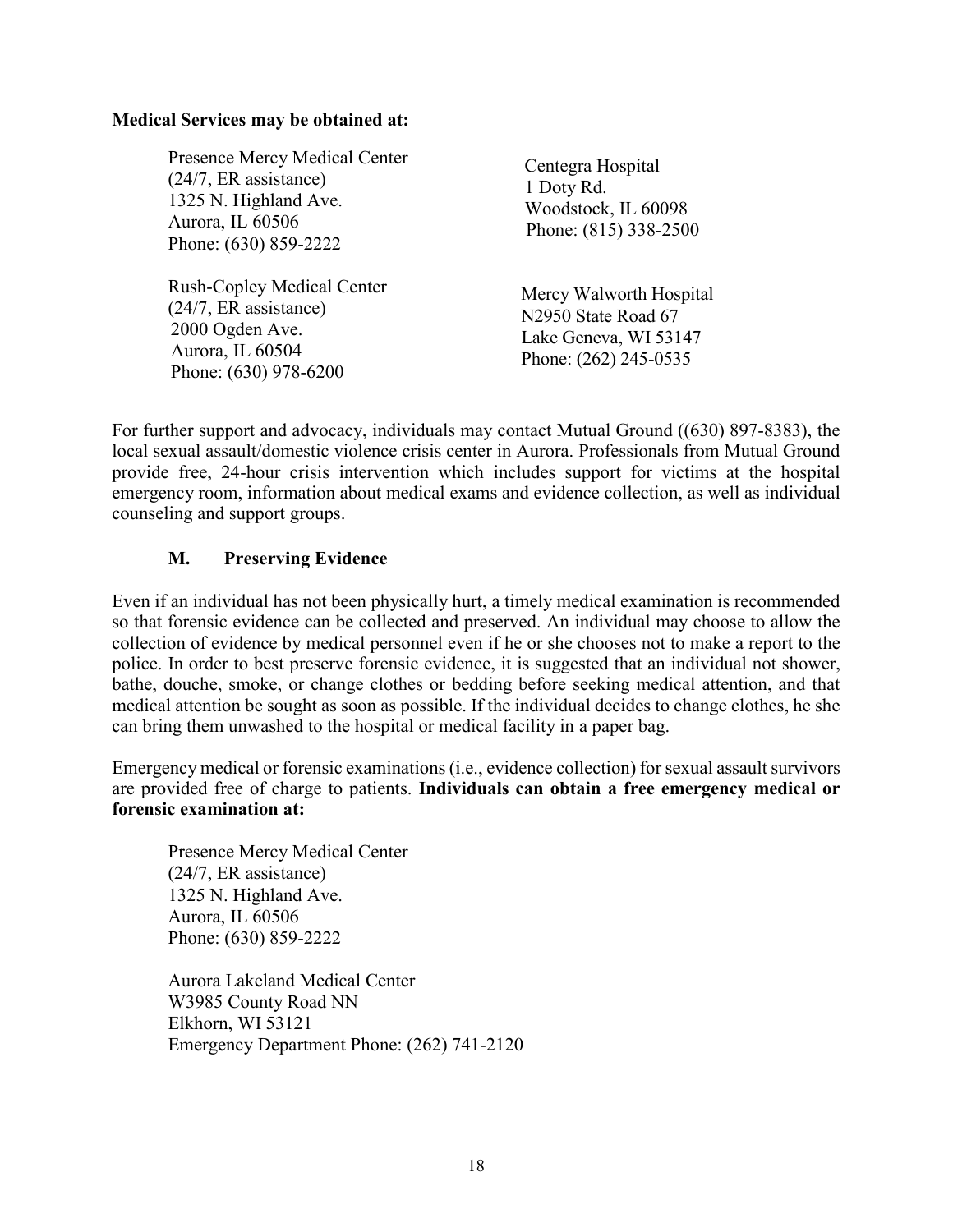**Medical Services may be obtained at:**

Presence Mercy Medical Center
(24/7, ER assistance)
1325 N. Highland Ave.
Aurora, IL 60506
Phone: (630) 859-2222

Centegra Hospital
1 Doty Rd.
Woodstock, IL 60098
Phone: (815) 338-2500

Rush-Copley Medical Center
(24/7, ER assistance)
2000 Ogden Ave.
Aurora, IL 60504
Phone: (630) 978-6200

Mercy Walworth Hospital
N2950 State Road 67
Lake Geneva, WI 53147
Phone: (262) 245-0535

For further support and advocacy, individuals may contact Mutual Ground ((630) 897-8383), the local sexual assault/domestic violence crisis center in Aurora. Professionals from Mutual Ground provide free, 24-hour crisis intervention which includes support for victims at the hospital emergency room, information about medical exams and evidence collection, as well as individual counseling and support groups.

### M. Preserving Evidence

Even if an individual has not been physically hurt, a timely medical examination is recommended so that forensic evidence can be collected and preserved. An individual may choose to allow the collection of evidence by medical personnel even if he or she chooses not to make a report to the police. In order to best preserve forensic evidence, it is suggested that an individual not shower, bathe, douche, smoke, or change clothes or bedding before seeking medical attention, and that medical attention be sought as soon as possible. If the individual decides to change clothes, he she can bring them unwashed to the hospital or medical facility in a paper bag.

Emergency medical or forensic examinations (i.e., evidence collection) for sexual assault survivors are provided free of charge to patients. **Individuals can obtain a free emergency medical or forensic examination at:**

Presence Mercy Medical Center
(24/7, ER assistance)
1325 N. Highland Ave.
Aurora, IL 60506
Phone: (630) 859-2222

Aurora Lakeland Medical Center
W3985 County Road NN
Elkhorn, WI 53121
Emergency Department Phone: (262) 741-2120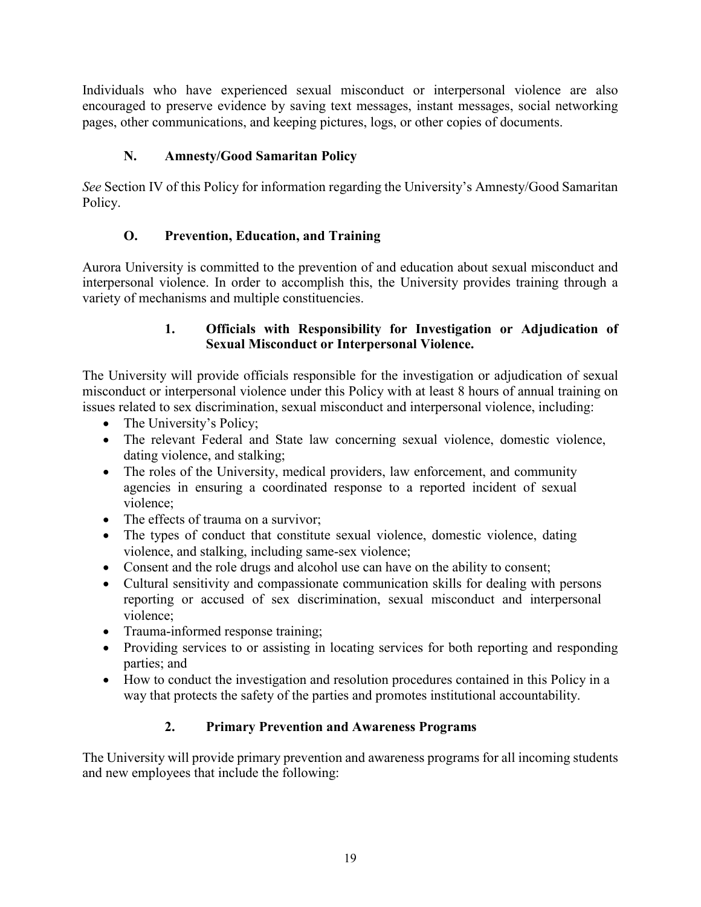Individuals who have experienced sexual misconduct or interpersonal violence are also encouraged to preserve evidence by saving text messages, instant messages, social networking pages, other communications, and keeping pictures, logs, or other copies of documents.

### N. Amnesty/Good Samaritan Policy

*See* Section IV of this Policy for information regarding the University's Amnesty/Good Samaritan Policy.

### O. Prevention, Education, and Training

Aurora University is committed to the prevention of and education about sexual misconduct and interpersonal violence. In order to accomplish this, the University provides training through a variety of mechanisms and multiple constituencies.

#### 1. Officials with Responsibility for Investigation or Adjudication of Sexual Misconduct or Interpersonal Violence.

The University will provide officials responsible for the investigation or adjudication of sexual misconduct or interpersonal violence under this Policy with at least 8 hours of annual training on issues related to sex discrimination, sexual misconduct and interpersonal violence, including:

- The University's Policy;
- The relevant Federal and State law concerning sexual violence, domestic violence, dating violence, and stalking;
- The roles of the University, medical providers, law enforcement, and community agencies in ensuring a coordinated response to a reported incident of sexual violence;
- The effects of trauma on a survivor;
- The types of conduct that constitute sexual violence, domestic violence, dating violence, and stalking, including same-sex violence;
- Consent and the role drugs and alcohol use can have on the ability to consent;
- Cultural sensitivity and compassionate communication skills for dealing with persons reporting or accused of sex discrimination, sexual misconduct and interpersonal violence;
- Trauma-informed response training;
- Providing services to or assisting in locating services for both reporting and responding parties; and
- How to conduct the investigation and resolution procedures contained in this Policy in a way that protects the safety of the parties and promotes institutional accountability.

#### 2. Primary Prevention and Awareness Programs

The University will provide primary prevention and awareness programs for all incoming students and new employees that include the following: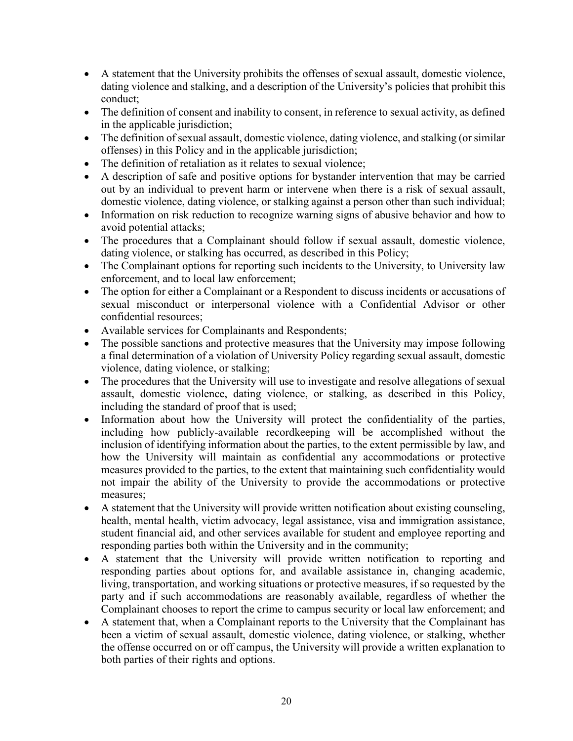- A statement that the University prohibits the offenses of sexual assault, domestic violence, dating violence and stalking, and a description of the University's policies that prohibit this conduct;
- The definition of consent and inability to consent, in reference to sexual activity, as defined in the applicable jurisdiction;
- The definition of sexual assault, domestic violence, dating violence, and stalking (or similar offenses) in this Policy and in the applicable jurisdiction;
- The definition of retaliation as it relates to sexual violence;
- A description of safe and positive options for bystander intervention that may be carried out by an individual to prevent harm or intervene when there is a risk of sexual assault, domestic violence, dating violence, or stalking against a person other than such individual;
- Information on risk reduction to recognize warning signs of abusive behavior and how to avoid potential attacks;
- The procedures that a Complainant should follow if sexual assault, domestic violence, dating violence, or stalking has occurred, as described in this Policy;
- The Complainant options for reporting such incidents to the University, to University law enforcement, and to local law enforcement;
- The option for either a Complainant or a Respondent to discuss incidents or accusations of sexual misconduct or interpersonal violence with a Confidential Advisor or other confidential resources;
- Available services for Complainants and Respondents;
- The possible sanctions and protective measures that the University may impose following a final determination of a violation of University Policy regarding sexual assault, domestic violence, dating violence, or stalking;
- The procedures that the University will use to investigate and resolve allegations of sexual assault, domestic violence, dating violence, or stalking, as described in this Policy, including the standard of proof that is used;
- Information about how the University will protect the confidentiality of the parties, including how publicly-available recordkeeping will be accomplished without the inclusion of identifying information about the parties, to the extent permissible by law, and how the University will maintain as confidential any accommodations or protective measures provided to the parties, to the extent that maintaining such confidentiality would not impair the ability of the University to provide the accommodations or protective measures;
- A statement that the University will provide written notification about existing counseling, health, mental health, victim advocacy, legal assistance, visa and immigration assistance, student financial aid, and other services available for student and employee reporting and responding parties both within the University and in the community;
- A statement that the University will provide written notification to reporting and responding parties about options for, and available assistance in, changing academic, living, transportation, and working situations or protective measures, if so requested by the party and if such accommodations are reasonably available, regardless of whether the Complainant chooses to report the crime to campus security or local law enforcement; and
- A statement that, when a Complainant reports to the University that the Complainant has been a victim of sexual assault, domestic violence, dating violence, or stalking, whether the offense occurred on or off campus, the University will provide a written explanation to both parties of their rights and options.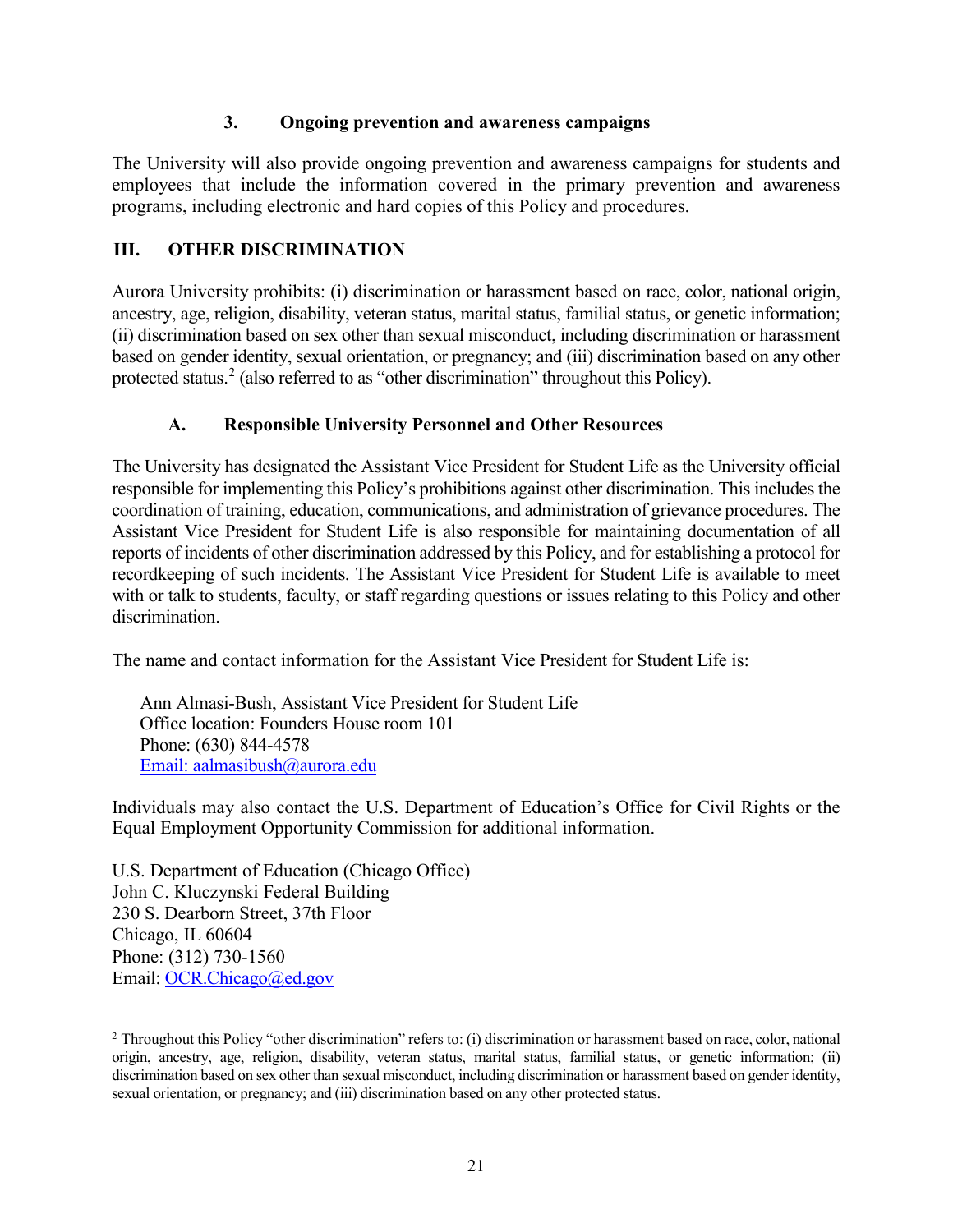### 3. Ongoing prevention and awareness campaigns

The University will also provide ongoing prevention and awareness campaigns for students and employees that include the information covered in the primary prevention and awareness programs, including electronic and hard copies of this Policy and procedures.

## III. OTHER DISCRIMINATION

Aurora University prohibits: (i) discrimination or harassment based on race, color, national origin, ancestry, age, religion, disability, veteran status, marital status, familial status, or genetic information; (ii) discrimination based on sex other than sexual misconduct, including discrimination or harassment based on gender identity, sexual orientation, or pregnancy; and (iii) discrimination based on any other protected status.[2] (also referred to as "other discrimination" throughout this Policy).

### A. Responsible University Personnel and Other Resources

The University has designated the Assistant Vice President for Student Life as the University official responsible for implementing this Policy's prohibitions against other discrimination. This includes the coordination of training, education, communications, and administration of grievance procedures. The Assistant Vice President for Student Life is also responsible for maintaining documentation of all reports of incidents of other discrimination addressed by this Policy, and for establishing a protocol for recordkeeping of such incidents. The Assistant Vice President for Student Life is available to meet with or talk to students, faculty, or staff regarding questions or issues relating to this Policy and other discrimination.

The name and contact information for the Assistant Vice President for Student Life is:

Ann Almasi-Bush, Assistant Vice President for Student Life
Office location: Founders House room 101
Phone: (630) 844-4578
Email: aalmasibush@aurora.edu

Individuals may also contact the U.S. Department of Education's Office for Civil Rights or the Equal Employment Opportunity Commission for additional information.

U.S. Department of Education (Chicago Office)
John C. Kluczynski Federal Building
230 S. Dearborn Street, 37th Floor
Chicago, IL 60604
Phone: (312) 730-1560
Email: OCR.Chicago@ed.gov

[2] Throughout this Policy "other discrimination" refers to: (i) discrimination or harassment based on race, color, national origin, ancestry, age, religion, disability, veteran status, marital status, familial status, or genetic information; (ii) discrimination based on sex other than sexual misconduct, including discrimination or harassment based on gender identity, sexual orientation, or pregnancy; and (iii) discrimination based on any other protected status.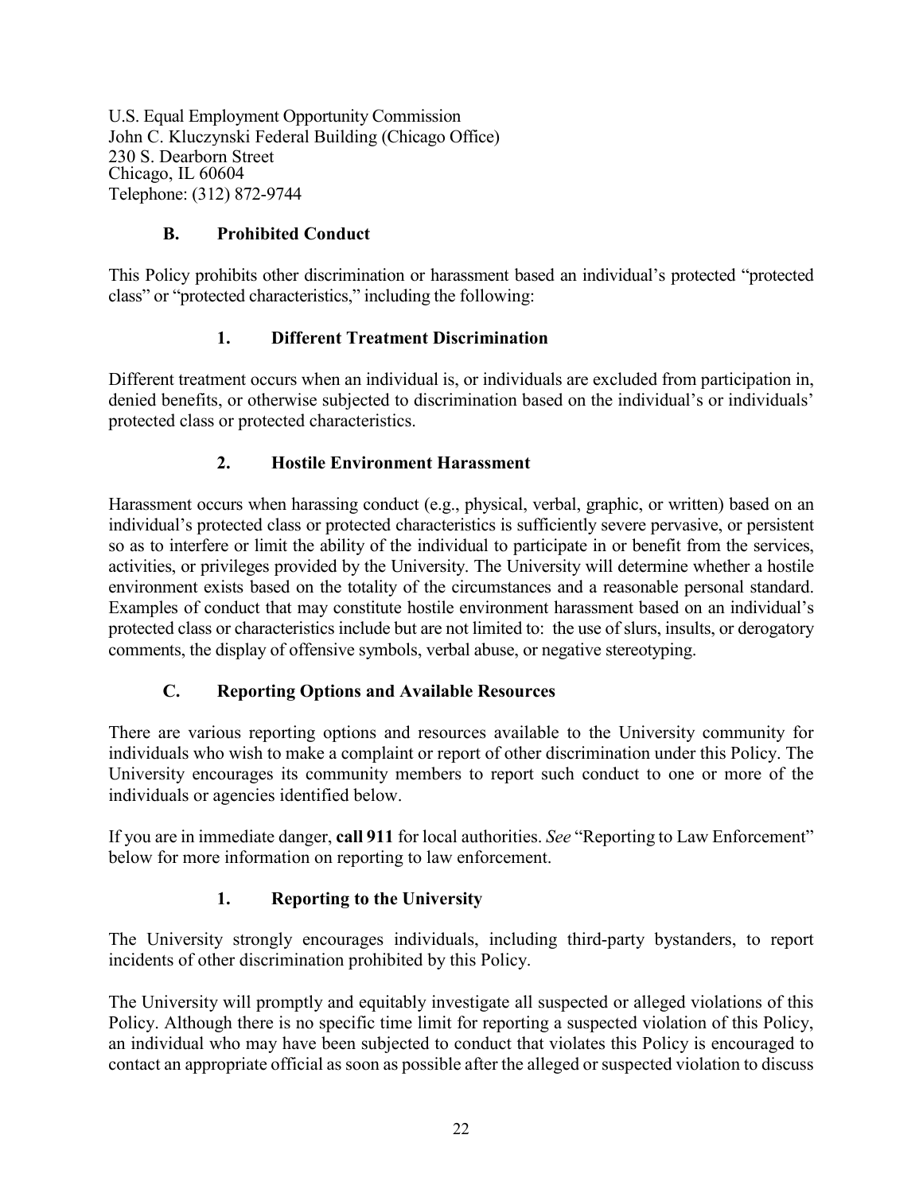U.S. Equal Employment Opportunity Commission
John C. Kluczynski Federal Building (Chicago Office)
230 S. Dearborn Street
Chicago, IL 60604
Telephone: (312) 872-9744

### B. Prohibited Conduct

This Policy prohibits other discrimination or harassment based an individual's protected "protected class" or "protected characteristics," including the following:

#### 1. Different Treatment Discrimination

Different treatment occurs when an individual is, or individuals are excluded from participation in, denied benefits, or otherwise subjected to discrimination based on the individual's or individuals' protected class or protected characteristics.

#### 2. Hostile Environment Harassment

Harassment occurs when harassing conduct (e.g., physical, verbal, graphic, or written) based on an individual's protected class or protected characteristics is sufficiently severe pervasive, or persistent so as to interfere or limit the ability of the individual to participate in or benefit from the services, activities, or privileges provided by the University. The University will determine whether a hostile environment exists based on the totality of the circumstances and a reasonable personal standard. Examples of conduct that may constitute hostile environment harassment based on an individual's protected class or characteristics include but are not limited to: the use of slurs, insults, or derogatory comments, the display of offensive symbols, verbal abuse, or negative stereotyping.

### C. Reporting Options and Available Resources

There are various reporting options and resources available to the University community for individuals who wish to make a complaint or report of other discrimination under this Policy. The University encourages its community members to report such conduct to one or more of the individuals or agencies identified below.

If you are in immediate danger, **call 911** for local authorities. *See* "Reporting to Law Enforcement" below for more information on reporting to law enforcement.

#### 1. Reporting to the University

The University strongly encourages individuals, including third-party bystanders, to report incidents of other discrimination prohibited by this Policy.

The University will promptly and equitably investigate all suspected or alleged violations of this Policy. Although there is no specific time limit for reporting a suspected violation of this Policy, an individual who may have been subjected to conduct that violates this Policy is encouraged to contact an appropriate official as soon as possible after the alleged or suspected violation to discuss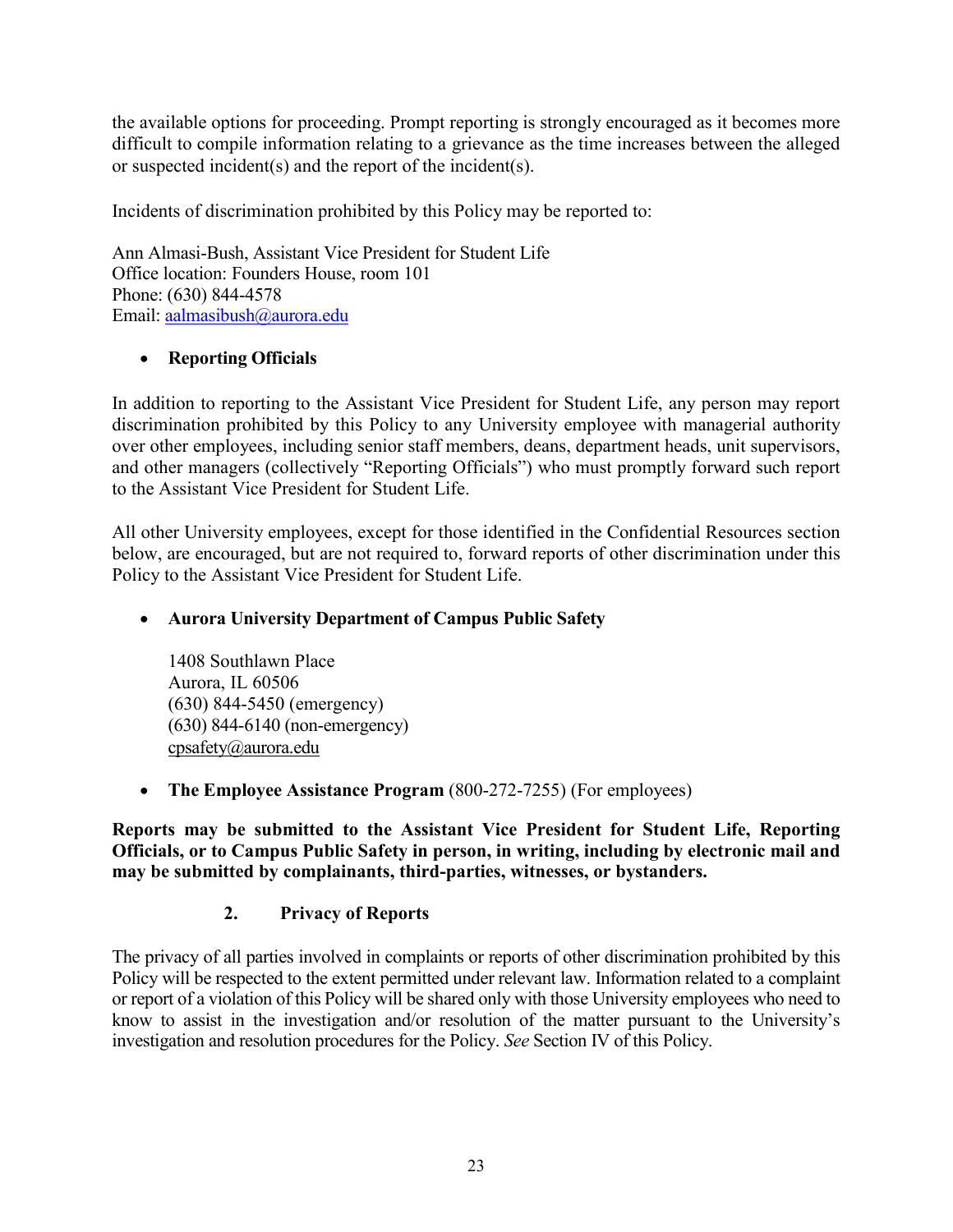the available options for proceeding. Prompt reporting is strongly encouraged as it becomes more difficult to compile information relating to a grievance as the time increases between the alleged or suspected incident(s) and the report of the incident(s).

Incidents of discrimination prohibited by this Policy may be reported to:

Ann Almasi-Bush, Assistant Vice President for Student Life
Office location: Founders House, room 101
Phone: (630) 844-4578
Email: aalmasibush@aurora.edu

- **Reporting Officials**

In addition to reporting to the Assistant Vice President for Student Life, any person may report discrimination prohibited by this Policy to any University employee with managerial authority over other employees, including senior staff members, deans, department heads, unit supervisors, and other managers (collectively "Reporting Officials") who must promptly forward such report to the Assistant Vice President for Student Life.

All other University employees, except for those identified in the Confidential Resources section below, are encouraged, but are not required to, forward reports of other discrimination under this Policy to the Assistant Vice President for Student Life.

- **Aurora University Department of Campus Public Safety**

  1408 Southlawn Place
  Aurora, IL 60506
  (630) 844-5450 (emergency)
  (630) 844-6140 (non-emergency)
  cpsafety@aurora.edu

- **The Employee Assistance Program** (800-272-7255) (For employees)

**Reports may be submitted to the Assistant Vice President for Student Life, Reporting Officials, or to Campus Public Safety in person, in writing, including by electronic mail and may be submitted by complainants, third-parties, witnesses, or bystanders.**

### 2. Privacy of Reports

The privacy of all parties involved in complaints or reports of other discrimination prohibited by this Policy will be respected to the extent permitted under relevant law. Information related to a complaint or report of a violation of this Policy will be shared only with those University employees who need to know to assist in the investigation and/or resolution of the matter pursuant to the University's investigation and resolution procedures for the Policy. *See* Section IV of this Policy.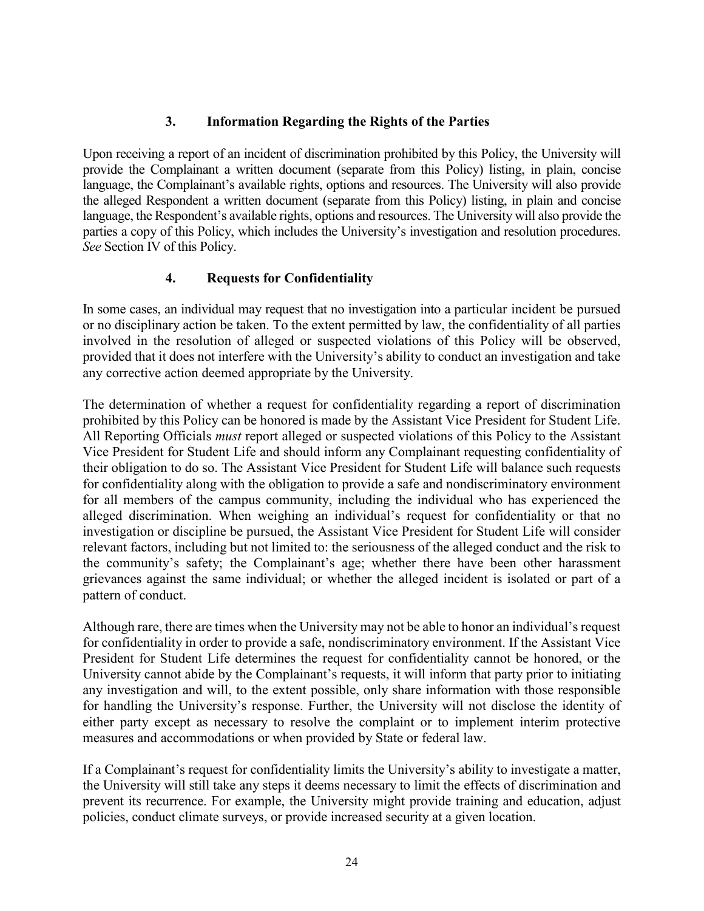### 3. Information Regarding the Rights of the Parties

Upon receiving a report of an incident of discrimination prohibited by this Policy, the University will provide the Complainant a written document (separate from this Policy) listing, in plain, concise language, the Complainant's available rights, options and resources. The University will also provide the alleged Respondent a written document (separate from this Policy) listing, in plain and concise language, the Respondent's available rights, options and resources. The University will also provide the parties a copy of this Policy, which includes the University's investigation and resolution procedures. *See* Section IV of this Policy.

### 4. Requests for Confidentiality

In some cases, an individual may request that no investigation into a particular incident be pursued or no disciplinary action be taken. To the extent permitted by law, the confidentiality of all parties involved in the resolution of alleged or suspected violations of this Policy will be observed, provided that it does not interfere with the University's ability to conduct an investigation and take any corrective action deemed appropriate by the University.

The determination of whether a request for confidentiality regarding a report of discrimination prohibited by this Policy can be honored is made by the Assistant Vice President for Student Life. All Reporting Officials *must* report alleged or suspected violations of this Policy to the Assistant Vice President for Student Life and should inform any Complainant requesting confidentiality of their obligation to do so. The Assistant Vice President for Student Life will balance such requests for confidentiality along with the obligation to provide a safe and nondiscriminatory environment for all members of the campus community, including the individual who has experienced the alleged discrimination. When weighing an individual's request for confidentiality or that no investigation or discipline be pursued, the Assistant Vice President for Student Life will consider relevant factors, including but not limited to: the seriousness of the alleged conduct and the risk to the community's safety; the Complainant's age; whether there have been other harassment grievances against the same individual; or whether the alleged incident is isolated or part of a pattern of conduct.

Although rare, there are times when the University may not be able to honor an individual's request for confidentiality in order to provide a safe, nondiscriminatory environment. If the Assistant Vice President for Student Life determines the request for confidentiality cannot be honored, or the University cannot abide by the Complainant's requests, it will inform that party prior to initiating any investigation and will, to the extent possible, only share information with those responsible for handling the University's response. Further, the University will not disclose the identity of either party except as necessary to resolve the complaint or to implement interim protective measures and accommodations or when provided by State or federal law.

If a Complainant's request for confidentiality limits the University's ability to investigate a matter, the University will still take any steps it deems necessary to limit the effects of discrimination and prevent its recurrence. For example, the University might provide training and education, adjust policies, conduct climate surveys, or provide increased security at a given location.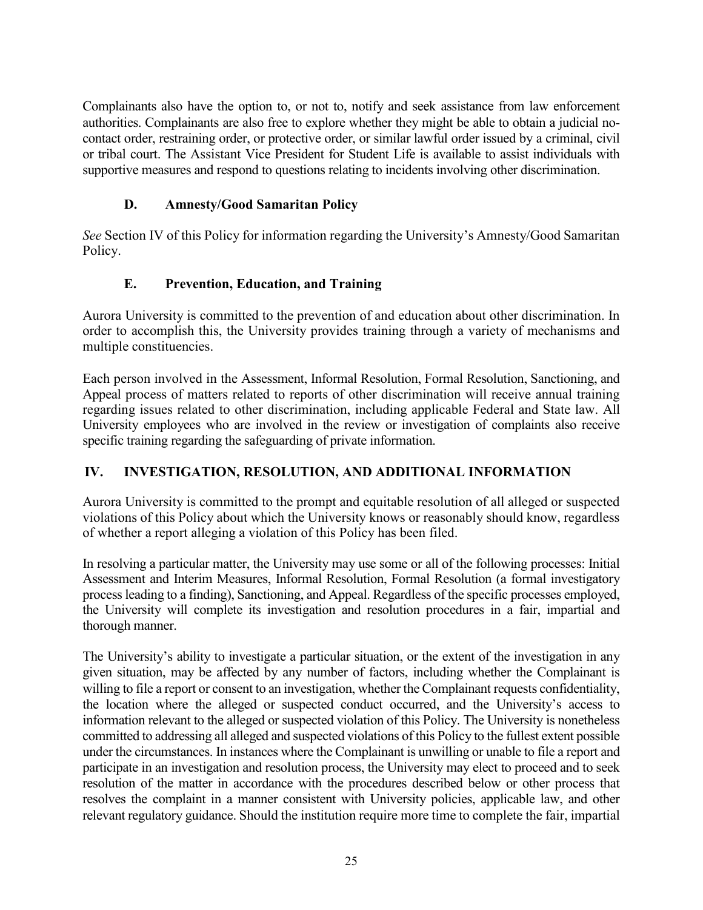Complainants also have the option to, or not to, notify and seek assistance from law enforcement authorities. Complainants are also free to explore whether they might be able to obtain a judicial no-contact order, restraining order, or protective order, or similar lawful order issued by a criminal, civil or tribal court. The Assistant Vice President for Student Life is available to assist individuals with supportive measures and respond to questions relating to incidents involving other discrimination.

### D. Amnesty/Good Samaritan Policy

*See* Section IV of this Policy for information regarding the University's Amnesty/Good Samaritan Policy.

### E. Prevention, Education, and Training

Aurora University is committed to the prevention of and education about other discrimination. In order to accomplish this, the University provides training through a variety of mechanisms and multiple constituencies.

Each person involved in the Assessment, Informal Resolution, Formal Resolution, Sanctioning, and Appeal process of matters related to reports of other discrimination will receive annual training regarding issues related to other discrimination, including applicable Federal and State law. All University employees who are involved in the review or investigation of complaints also receive specific training regarding the safeguarding of private information.

## IV. INVESTIGATION, RESOLUTION, AND ADDITIONAL INFORMATION

Aurora University is committed to the prompt and equitable resolution of all alleged or suspected violations of this Policy about which the University knows or reasonably should know, regardless of whether a report alleging a violation of this Policy has been filed.

In resolving a particular matter, the University may use some or all of the following processes: Initial Assessment and Interim Measures, Informal Resolution, Formal Resolution (a formal investigatory process leading to a finding), Sanctioning, and Appeal. Regardless of the specific processes employed, the University will complete its investigation and resolution procedures in a fair, impartial and thorough manner.

The University's ability to investigate a particular situation, or the extent of the investigation in any given situation, may be affected by any number of factors, including whether the Complainant is willing to file a report or consent to an investigation, whether the Complainant requests confidentiality, the location where the alleged or suspected conduct occurred, and the University's access to information relevant to the alleged or suspected violation of this Policy. The University is nonetheless committed to addressing all alleged and suspected violations of this Policy to the fullest extent possible under the circumstances. In instances where the Complainant is unwilling or unable to file a report and participate in an investigation and resolution process, the University may elect to proceed and to seek resolution of the matter in accordance with the procedures described below or other process that resolves the complaint in a manner consistent with University policies, applicable law, and other relevant regulatory guidance. Should the institution require more time to complete the fair, impartial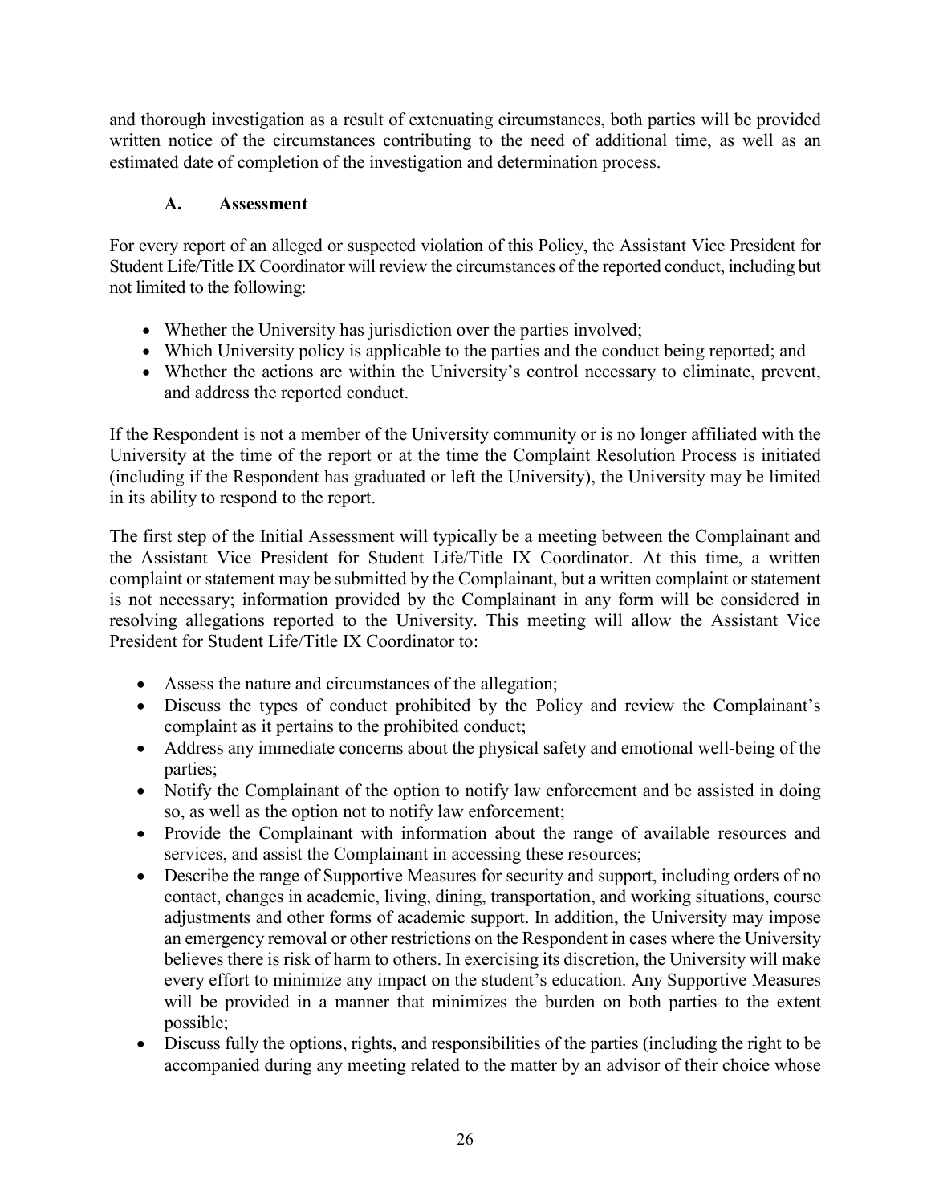and thorough investigation as a result of extenuating circumstances, both parties will be provided written notice of the circumstances contributing to the need of additional time, as well as an estimated date of completion of the investigation and determination process.

### A. Assessment

For every report of an alleged or suspected violation of this Policy, the Assistant Vice President for Student Life/Title IX Coordinator will review the circumstances of the reported conduct, including but not limited to the following:

- Whether the University has jurisdiction over the parties involved;
- Which University policy is applicable to the parties and the conduct being reported; and
- Whether the actions are within the University's control necessary to eliminate, prevent, and address the reported conduct.

If the Respondent is not a member of the University community or is no longer affiliated with the University at the time of the report or at the time the Complaint Resolution Process is initiated (including if the Respondent has graduated or left the University), the University may be limited in its ability to respond to the report.

The first step of the Initial Assessment will typically be a meeting between the Complainant and the Assistant Vice President for Student Life/Title IX Coordinator. At this time, a written complaint or statement may be submitted by the Complainant, but a written complaint or statement is not necessary; information provided by the Complainant in any form will be considered in resolving allegations reported to the University. This meeting will allow the Assistant Vice President for Student Life/Title IX Coordinator to:

- Assess the nature and circumstances of the allegation;
- Discuss the types of conduct prohibited by the Policy and review the Complainant's complaint as it pertains to the prohibited conduct;
- Address any immediate concerns about the physical safety and emotional well-being of the parties;
- Notify the Complainant of the option to notify law enforcement and be assisted in doing so, as well as the option not to notify law enforcement;
- Provide the Complainant with information about the range of available resources and services, and assist the Complainant in accessing these resources;
- Describe the range of Supportive Measures for security and support, including orders of no contact, changes in academic, living, dining, transportation, and working situations, course adjustments and other forms of academic support. In addition, the University may impose an emergency removal or other restrictions on the Respondent in cases where the University believes there is risk of harm to others. In exercising its discretion, the University will make every effort to minimize any impact on the student's education. Any Supportive Measures will be provided in a manner that minimizes the burden on both parties to the extent possible;
- Discuss fully the options, rights, and responsibilities of the parties (including the right to be accompanied during any meeting related to the matter by an advisor of their choice whose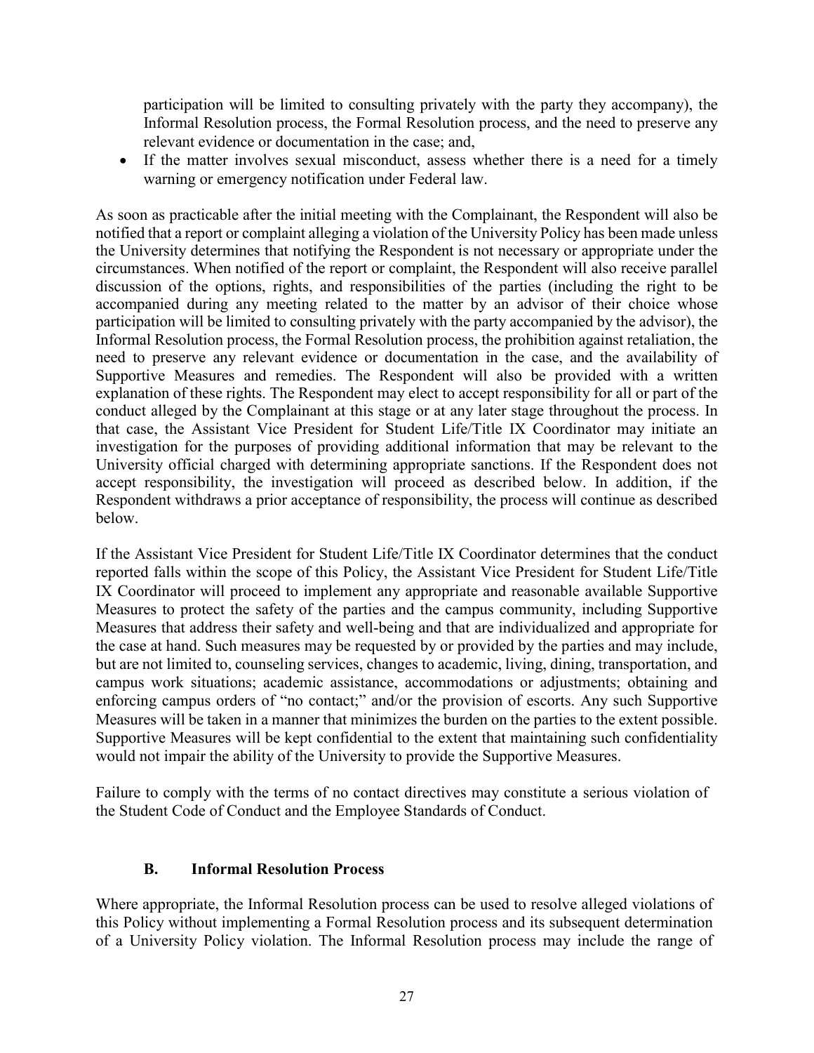participation will be limited to consulting privately with the party they accompany), the Informal Resolution process, the Formal Resolution process, and the need to preserve any relevant evidence or documentation in the case; and,

- If the matter involves sexual misconduct, assess whether there is a need for a timely warning or emergency notification under Federal law.

As soon as practicable after the initial meeting with the Complainant, the Respondent will also be notified that a report or complaint alleging a violation of the University Policy has been made unless the University determines that notifying the Respondent is not necessary or appropriate under the circumstances. When notified of the report or complaint, the Respondent will also receive parallel discussion of the options, rights, and responsibilities of the parties (including the right to be accompanied during any meeting related to the matter by an advisor of their choice whose participation will be limited to consulting privately with the party accompanied by the advisor), the Informal Resolution process, the Formal Resolution process, the prohibition against retaliation, the need to preserve any relevant evidence or documentation in the case, and the availability of Supportive Measures and remedies. The Respondent will also be provided with a written explanation of these rights. The Respondent may elect to accept responsibility for all or part of the conduct alleged by the Complainant at this stage or at any later stage throughout the process. In that case, the Assistant Vice President for Student Life/Title IX Coordinator may initiate an investigation for the purposes of providing additional information that may be relevant to the University official charged with determining appropriate sanctions. If the Respondent does not accept responsibility, the investigation will proceed as described below. In addition, if the Respondent withdraws a prior acceptance of responsibility, the process will continue as described below.

If the Assistant Vice President for Student Life/Title IX Coordinator determines that the conduct reported falls within the scope of this Policy, the Assistant Vice President for Student Life/Title IX Coordinator will proceed to implement any appropriate and reasonable available Supportive Measures to protect the safety of the parties and the campus community, including Supportive Measures that address their safety and well-being and that are individualized and appropriate for the case at hand. Such measures may be requested by or provided by the parties and may include, but are not limited to, counseling services, changes to academic, living, dining, transportation, and campus work situations; academic assistance, accommodations or adjustments; obtaining and enforcing campus orders of "no contact;" and/or the provision of escorts. Any such Supportive Measures will be taken in a manner that minimizes the burden on the parties to the extent possible. Supportive Measures will be kept confidential to the extent that maintaining such confidentiality would not impair the ability of the University to provide the Supportive Measures.

Failure to comply with the terms of no contact directives may constitute a serious violation of the Student Code of Conduct and the Employee Standards of Conduct.

### B. Informal Resolution Process

Where appropriate, the Informal Resolution process can be used to resolve alleged violations of this Policy without implementing a Formal Resolution process and its subsequent determination of a University Policy violation. The Informal Resolution process may include the range of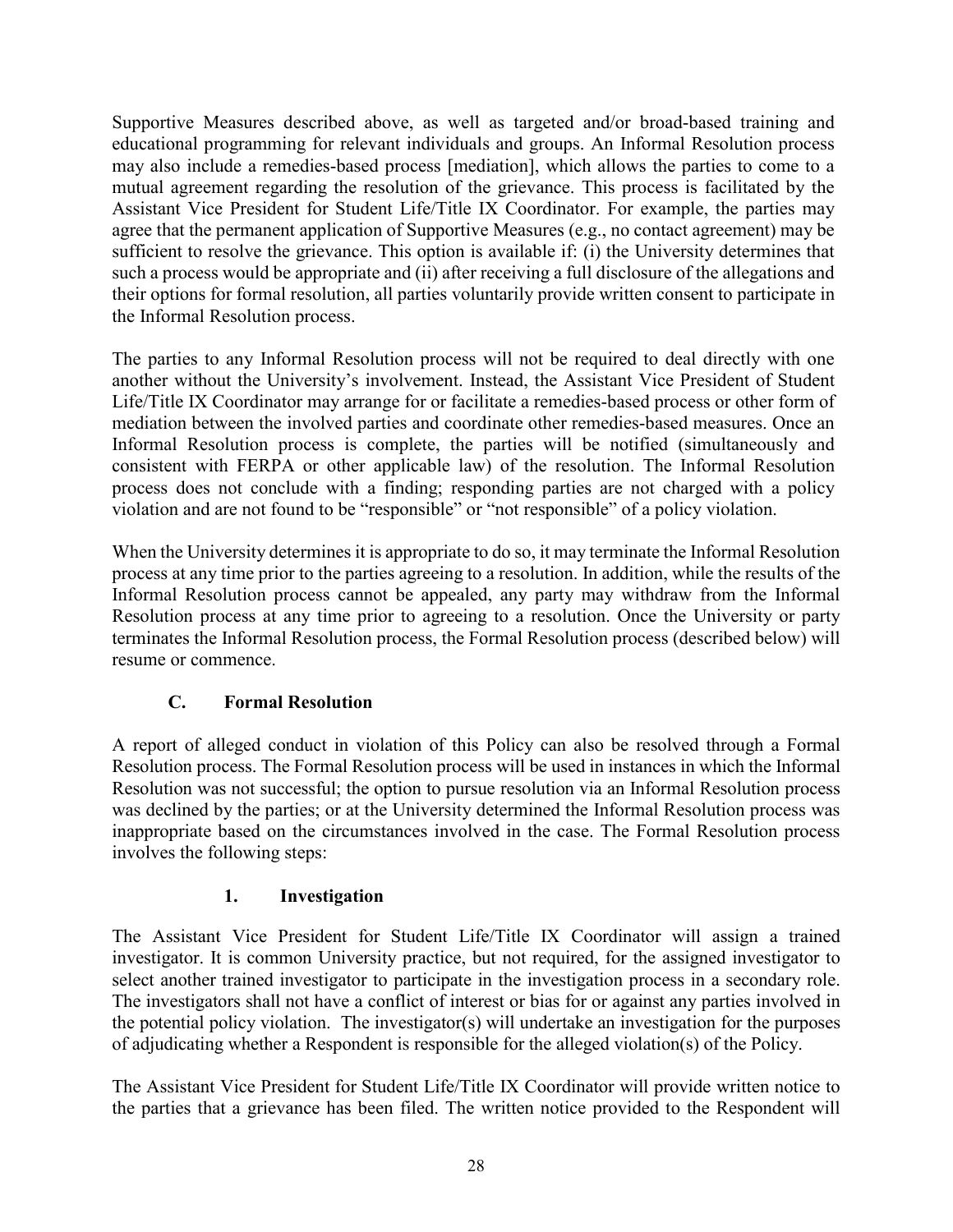Supportive Measures described above, as well as targeted and/or broad-based training and educational programming for relevant individuals and groups. An Informal Resolution process may also include a remedies-based process [mediation], which allows the parties to come to a mutual agreement regarding the resolution of the grievance. This process is facilitated by the Assistant Vice President for Student Life/Title IX Coordinator. For example, the parties may agree that the permanent application of Supportive Measures (e.g., no contact agreement) may be sufficient to resolve the grievance. This option is available if: (i) the University determines that such a process would be appropriate and (ii) after receiving a full disclosure of the allegations and their options for formal resolution, all parties voluntarily provide written consent to participate in the Informal Resolution process.

The parties to any Informal Resolution process will not be required to deal directly with one another without the University's involvement. Instead, the Assistant Vice President of Student Life/Title IX Coordinator may arrange for or facilitate a remedies-based process or other form of mediation between the involved parties and coordinate other remedies-based measures. Once an Informal Resolution process is complete, the parties will be notified (simultaneously and consistent with FERPA or other applicable law) of the resolution. The Informal Resolution process does not conclude with a finding; responding parties are not charged with a policy violation and are not found to be "responsible" or "not responsible" of a policy violation.

When the University determines it is appropriate to do so, it may terminate the Informal Resolution process at any time prior to the parties agreeing to a resolution. In addition, while the results of the Informal Resolution process cannot be appealed, any party may withdraw from the Informal Resolution process at any time prior to agreeing to a resolution. Once the University or party terminates the Informal Resolution process, the Formal Resolution process (described below) will resume or commence.

### C. Formal Resolution

A report of alleged conduct in violation of this Policy can also be resolved through a Formal Resolution process. The Formal Resolution process will be used in instances in which the Informal Resolution was not successful; the option to pursue resolution via an Informal Resolution process was declined by the parties; or at the University determined the Informal Resolution process was inappropriate based on the circumstances involved in the case. The Formal Resolution process involves the following steps:

#### 1. Investigation

The Assistant Vice President for Student Life/Title IX Coordinator will assign a trained investigator. It is common University practice, but not required, for the assigned investigator to select another trained investigator to participate in the investigation process in a secondary role. The investigators shall not have a conflict of interest or bias for or against any parties involved in the potential policy violation. The investigator(s) will undertake an investigation for the purposes of adjudicating whether a Respondent is responsible for the alleged violation(s) of the Policy.

The Assistant Vice President for Student Life/Title IX Coordinator will provide written notice to the parties that a grievance has been filed. The written notice provided to the Respondent will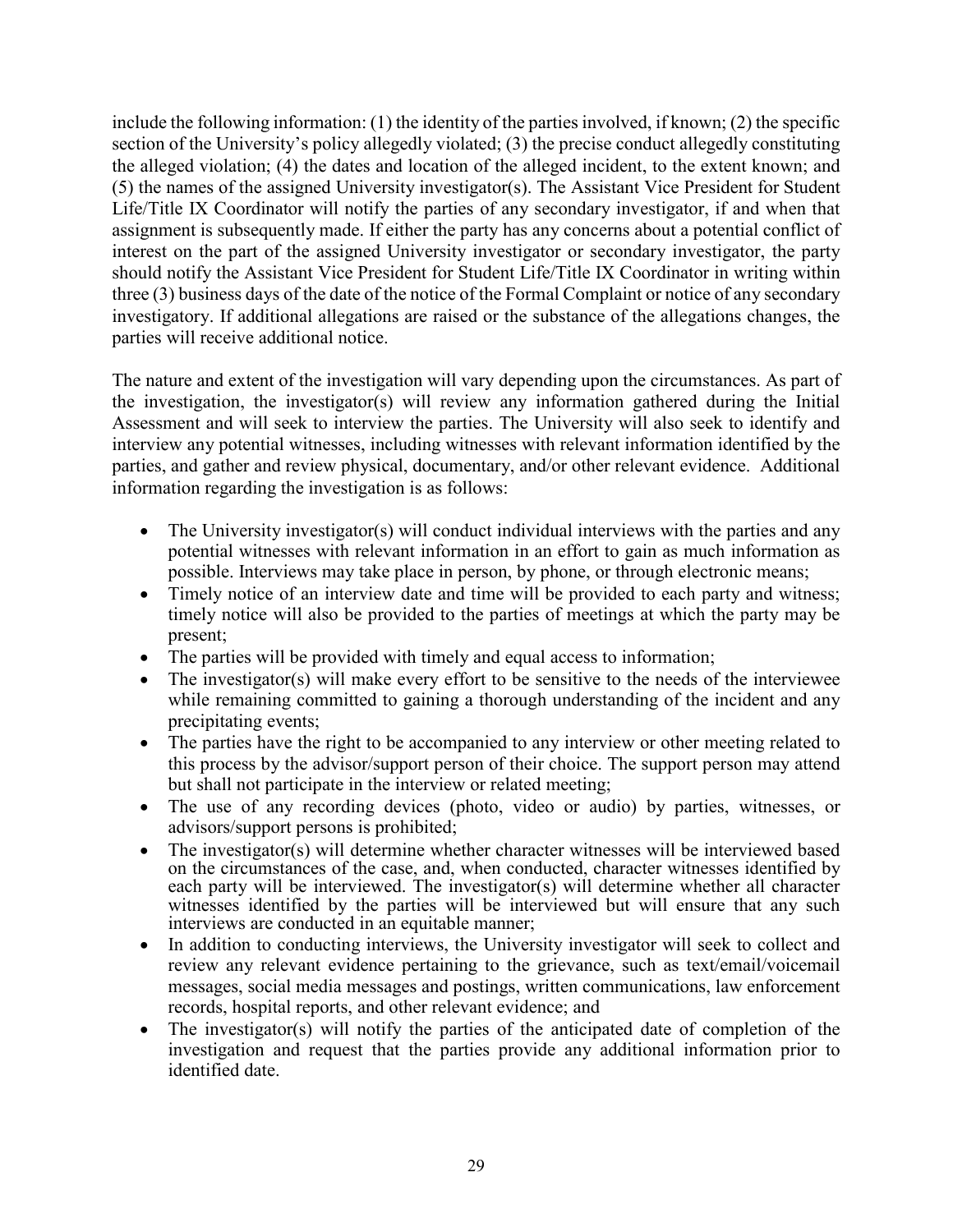include the following information: (1) the identity of the parties involved, if known; (2) the specific section of the University's policy allegedly violated; (3) the precise conduct allegedly constituting the alleged violation; (4) the dates and location of the alleged incident, to the extent known; and (5) the names of the assigned University investigator(s). The Assistant Vice President for Student Life/Title IX Coordinator will notify the parties of any secondary investigator, if and when that assignment is subsequently made. If either the party has any concerns about a potential conflict of interest on the part of the assigned University investigator or secondary investigator, the party should notify the Assistant Vice President for Student Life/Title IX Coordinator in writing within three (3) business days of the date of the notice of the Formal Complaint or notice of any secondary investigatory. If additional allegations are raised or the substance of the allegations changes, the parties will receive additional notice.

The nature and extent of the investigation will vary depending upon the circumstances. As part of the investigation, the investigator(s) will review any information gathered during the Initial Assessment and will seek to interview the parties. The University will also seek to identify and interview any potential witnesses, including witnesses with relevant information identified by the parties, and gather and review physical, documentary, and/or other relevant evidence. Additional information regarding the investigation is as follows:

- The University investigator(s) will conduct individual interviews with the parties and any potential witnesses with relevant information in an effort to gain as much information as possible. Interviews may take place in person, by phone, or through electronic means;
- Timely notice of an interview date and time will be provided to each party and witness; timely notice will also be provided to the parties of meetings at which the party may be present;
- The parties will be provided with timely and equal access to information;
- The investigator(s) will make every effort to be sensitive to the needs of the interviewee while remaining committed to gaining a thorough understanding of the incident and any precipitating events;
- The parties have the right to be accompanied to any interview or other meeting related to this process by the advisor/support person of their choice. The support person may attend but shall not participate in the interview or related meeting;
- The use of any recording devices (photo, video or audio) by parties, witnesses, or advisors/support persons is prohibited;
- The investigator(s) will determine whether character witnesses will be interviewed based on the circumstances of the case, and, when conducted, character witnesses identified by each party will be interviewed. The investigator(s) will determine whether all character witnesses identified by the parties will be interviewed but will ensure that any such interviews are conducted in an equitable manner;
- In addition to conducting interviews, the University investigator will seek to collect and review any relevant evidence pertaining to the grievance, such as text/email/voicemail messages, social media messages and postings, written communications, law enforcement records, hospital reports, and other relevant evidence; and
- The investigator(s) will notify the parties of the anticipated date of completion of the investigation and request that the parties provide any additional information prior to identified date.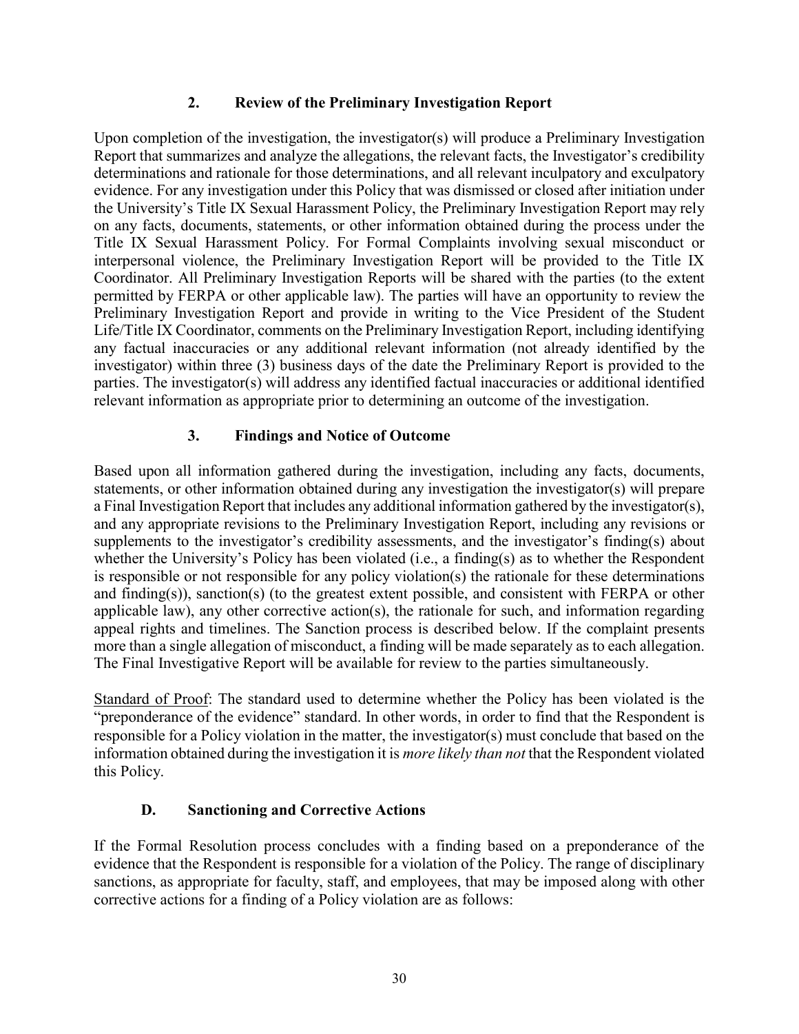### 2. Review of the Preliminary Investigation Report

Upon completion of the investigation, the investigator(s) will produce a Preliminary Investigation Report that summarizes and analyze the allegations, the relevant facts, the Investigator's credibility determinations and rationale for those determinations, and all relevant inculpatory and exculpatory evidence. For any investigation under this Policy that was dismissed or closed after initiation under the University's Title IX Sexual Harassment Policy, the Preliminary Investigation Report may rely on any facts, documents, statements, or other information obtained during the process under the Title IX Sexual Harassment Policy. For Formal Complaints involving sexual misconduct or interpersonal violence, the Preliminary Investigation Report will be provided to the Title IX Coordinator. All Preliminary Investigation Reports will be shared with the parties (to the extent permitted by FERPA or other applicable law). The parties will have an opportunity to review the Preliminary Investigation Report and provide in writing to the Vice President of the Student Life/Title IX Coordinator, comments on the Preliminary Investigation Report, including identifying any factual inaccuracies or any additional relevant information (not already identified by the investigator) within three (3) business days of the date the Preliminary Report is provided to the parties. The investigator(s) will address any identified factual inaccuracies or additional identified relevant information as appropriate prior to determining an outcome of the investigation.

### 3. Findings and Notice of Outcome

Based upon all information gathered during the investigation, including any facts, documents, statements, or other information obtained during any investigation the investigator(s) will prepare a Final Investigation Report that includes any additional information gathered by the investigator(s), and any appropriate revisions to the Preliminary Investigation Report, including any revisions or supplements to the investigator's credibility assessments, and the investigator's finding(s) about whether the University's Policy has been violated (i.e., a finding(s) as to whether the Respondent is responsible or not responsible for any policy violation(s) the rationale for these determinations and finding(s)), sanction(s) (to the greatest extent possible, and consistent with FERPA or other applicable law), any other corrective action(s), the rationale for such, and information regarding appeal rights and timelines. The Sanction process is described below. If the complaint presents more than a single allegation of misconduct, a finding will be made separately as to each allegation. The Final Investigative Report will be available for review to the parties simultaneously.

Standard of Proof: The standard used to determine whether the Policy has been violated is the "preponderance of the evidence" standard. In other words, in order to find that the Respondent is responsible for a Policy violation in the matter, the investigator(s) must conclude that based on the information obtained during the investigation it is *more likely than not* that the Respondent violated this Policy.

## D. Sanctioning and Corrective Actions

If the Formal Resolution process concludes with a finding based on a preponderance of the evidence that the Respondent is responsible for a violation of the Policy. The range of disciplinary sanctions, as appropriate for faculty, staff, and employees, that may be imposed along with other corrective actions for a finding of a Policy violation are as follows: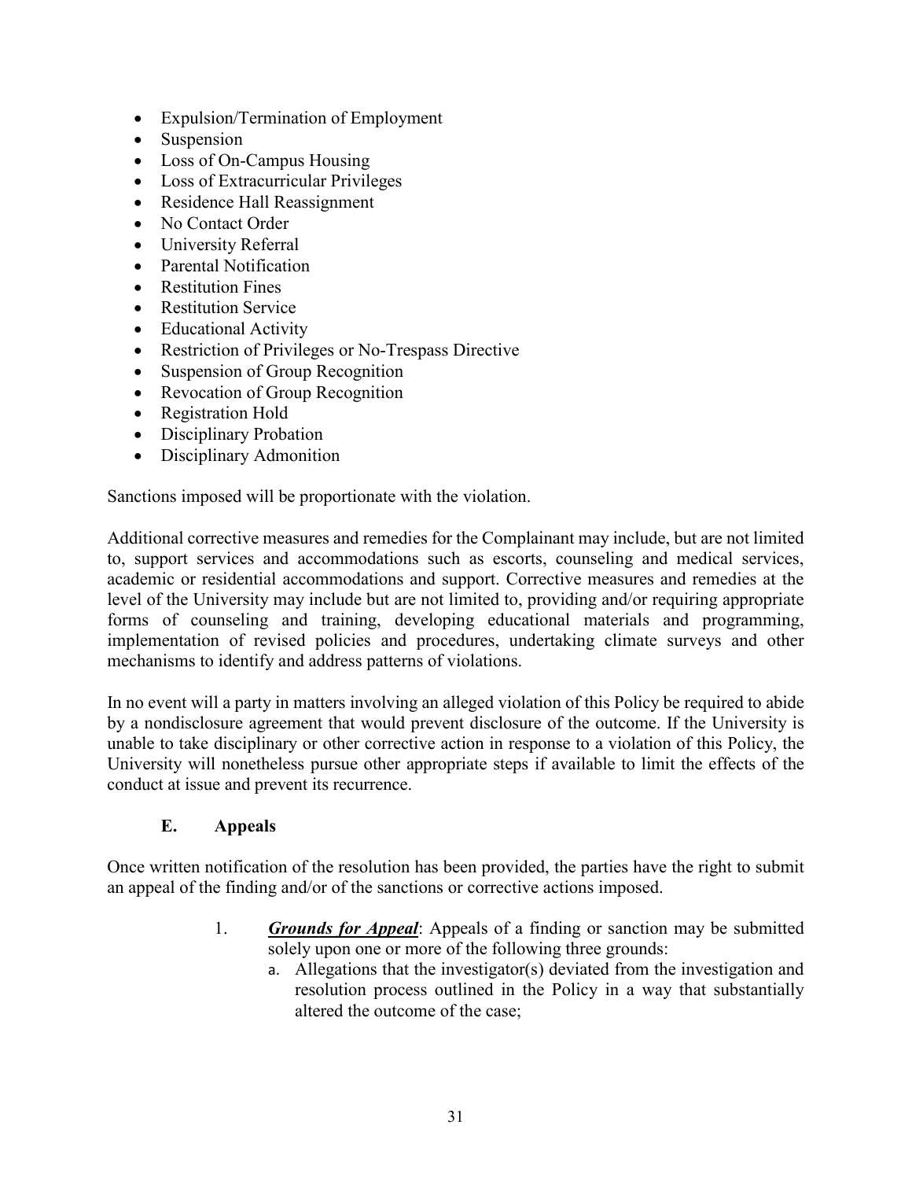- Expulsion/Termination of Employment
- Suspension
- Loss of On-Campus Housing
- Loss of Extracurricular Privileges
- Residence Hall Reassignment
- No Contact Order
- University Referral
- Parental Notification
- Restitution Fines
- Restitution Service
- Educational Activity
- Restriction of Privileges or No-Trespass Directive
- Suspension of Group Recognition
- Revocation of Group Recognition
- Registration Hold
- Disciplinary Probation
- Disciplinary Admonition

Sanctions imposed will be proportionate with the violation.

Additional corrective measures and remedies for the Complainant may include, but are not limited to, support services and accommodations such as escorts, counseling and medical services, academic or residential accommodations and support. Corrective measures and remedies at the level of the University may include but are not limited to, providing and/or requiring appropriate forms of counseling and training, developing educational materials and programming, implementation of revised policies and procedures, undertaking climate surveys and other mechanisms to identify and address patterns of violations.

In no event will a party in matters involving an alleged violation of this Policy be required to abide by a nondisclosure agreement that would prevent disclosure of the outcome. If the University is unable to take disciplinary or other corrective action in response to a violation of this Policy, the University will nonetheless pursue other appropriate steps if available to limit the effects of the conduct at issue and prevent its recurrence.

### E. Appeals

Once written notification of the resolution has been provided, the parties have the right to submit an appeal of the finding and/or of the sanctions or corrective actions imposed.

1. ***Grounds for Appeal***: Appeals of a finding or sanction may be submitted solely upon one or more of the following three grounds:
   a. Allegations that the investigator(s) deviated from the investigation and resolution process outlined in the Policy in a way that substantially altered the outcome of the case;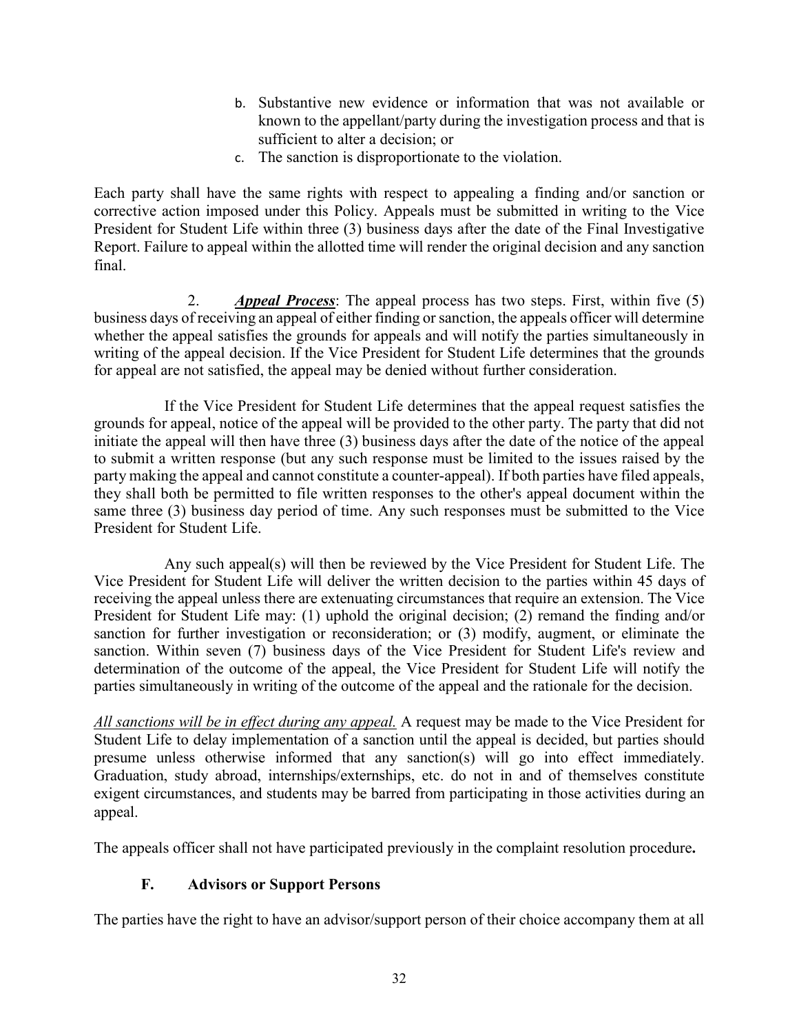b. Substantive new evidence or information that was not available or known to the appellant/party during the investigation process and that is sufficient to alter a decision; or
c. The sanction is disproportionate to the violation.

Each party shall have the same rights with respect to appealing a finding and/or sanction or corrective action imposed under this Policy. Appeals must be submitted in writing to the Vice President for Student Life within three (3) business days after the date of the Final Investigative Report. Failure to appeal within the allotted time will render the original decision and any sanction final.

2. ***Appeal Process***: The appeal process has two steps. First, within five (5) business days of receiving an appeal of either finding or sanction, the appeals officer will determine whether the appeal satisfies the grounds for appeals and will notify the parties simultaneously in writing of the appeal decision. If the Vice President for Student Life determines that the grounds for appeal are not satisfied, the appeal may be denied without further consideration.

If the Vice President for Student Life determines that the appeal request satisfies the grounds for appeal, notice of the appeal will be provided to the other party. The party that did not initiate the appeal will then have three (3) business days after the date of the notice of the appeal to submit a written response (but any such response must be limited to the issues raised by the party making the appeal and cannot constitute a counter-appeal). If both parties have filed appeals, they shall both be permitted to file written responses to the other's appeal document within the same three (3) business day period of time. Any such responses must be submitted to the Vice President for Student Life.

Any such appeal(s) will then be reviewed by the Vice President for Student Life. The Vice President for Student Life will deliver the written decision to the parties within 45 days of receiving the appeal unless there are extenuating circumstances that require an extension. The Vice President for Student Life may: (1) uphold the original decision; (2) remand the finding and/or sanction for further investigation or reconsideration; or (3) modify, augment, or eliminate the sanction. Within seven (7) business days of the Vice President for Student Life's review and determination of the outcome of the appeal, the Vice President for Student Life will notify the parties simultaneously in writing of the outcome of the appeal and the rationale for the decision.

*All sanctions will be in effect during any appeal.* A request may be made to the Vice President for Student Life to delay implementation of a sanction until the appeal is decided, but parties should presume unless otherwise informed that any sanction(s) will go into effect immediately. Graduation, study abroad, internships/externships, etc. do not in and of themselves constitute exigent circumstances, and students may be barred from participating in those activities during an appeal.

The appeals officer shall not have participated previously in the complaint resolution procedure**.**

### F. Advisors or Support Persons

The parties have the right to have an advisor/support person of their choice accompany them at all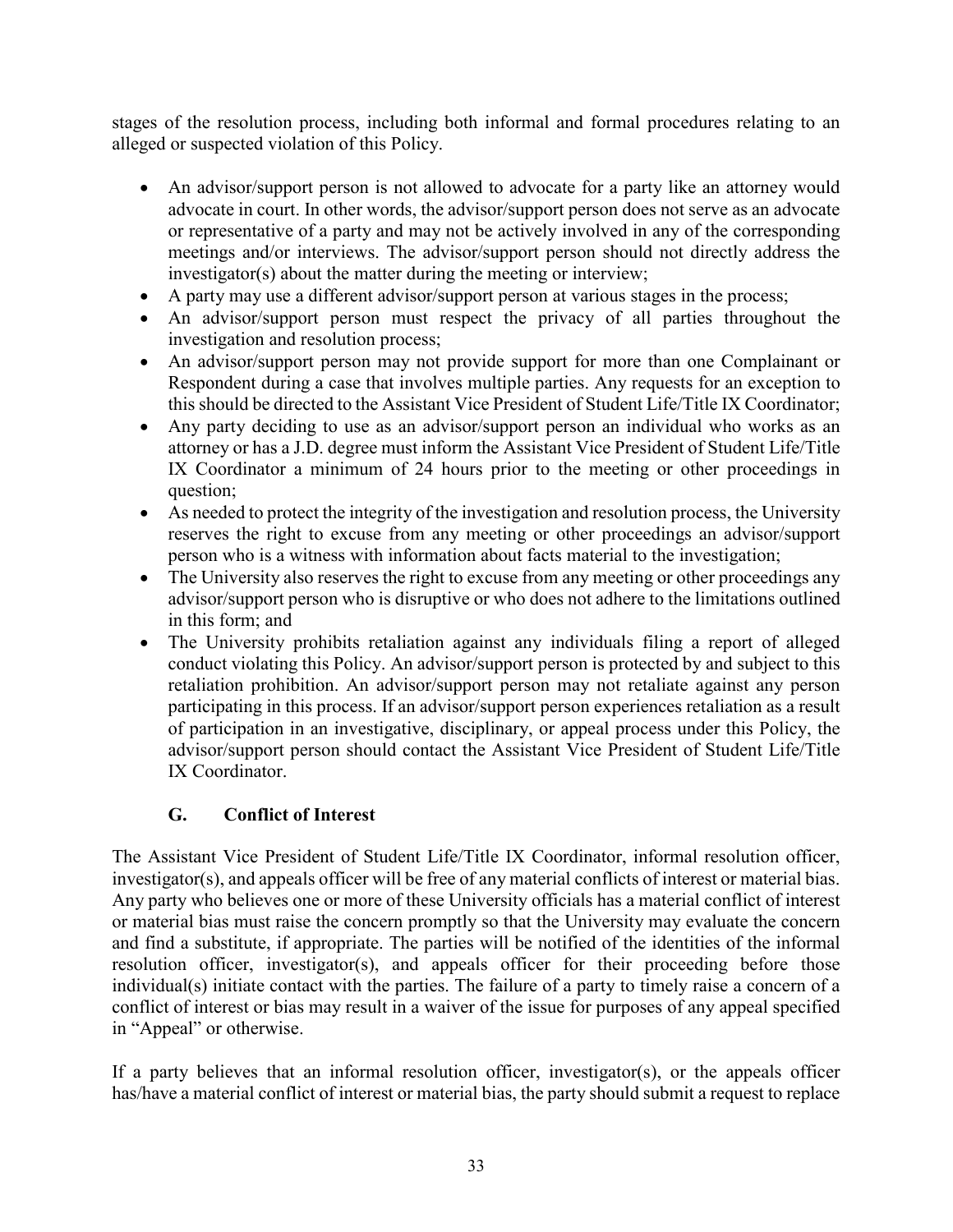stages of the resolution process, including both informal and formal procedures relating to an alleged or suspected violation of this Policy.

- An advisor/support person is not allowed to advocate for a party like an attorney would advocate in court. In other words, the advisor/support person does not serve as an advocate or representative of a party and may not be actively involved in any of the corresponding meetings and/or interviews. The advisor/support person should not directly address the investigator(s) about the matter during the meeting or interview;
- A party may use a different advisor/support person at various stages in the process;
- An advisor/support person must respect the privacy of all parties throughout the investigation and resolution process;
- An advisor/support person may not provide support for more than one Complainant or Respondent during a case that involves multiple parties. Any requests for an exception to this should be directed to the Assistant Vice President of Student Life/Title IX Coordinator;
- Any party deciding to use as an advisor/support person an individual who works as an attorney or has a J.D. degree must inform the Assistant Vice President of Student Life/Title IX Coordinator a minimum of 24 hours prior to the meeting or other proceedings in question;
- As needed to protect the integrity of the investigation and resolution process, the University reserves the right to excuse from any meeting or other proceedings an advisor/support person who is a witness with information about facts material to the investigation;
- The University also reserves the right to excuse from any meeting or other proceedings any advisor/support person who is disruptive or who does not adhere to the limitations outlined in this form; and
- The University prohibits retaliation against any individuals filing a report of alleged conduct violating this Policy. An advisor/support person is protected by and subject to this retaliation prohibition. An advisor/support person may not retaliate against any person participating in this process. If an advisor/support person experiences retaliation as a result of participation in an investigative, disciplinary, or appeal process under this Policy, the advisor/support person should contact the Assistant Vice President of Student Life/Title IX Coordinator.

### G. Conflict of Interest

The Assistant Vice President of Student Life/Title IX Coordinator, informal resolution officer, investigator(s), and appeals officer will be free of any material conflicts of interest or material bias. Any party who believes one or more of these University officials has a material conflict of interest or material bias must raise the concern promptly so that the University may evaluate the concern and find a substitute, if appropriate. The parties will be notified of the identities of the informal resolution officer, investigator(s), and appeals officer for their proceeding before those individual(s) initiate contact with the parties. The failure of a party to timely raise a concern of a conflict of interest or bias may result in a waiver of the issue for purposes of any appeal specified in "Appeal" or otherwise.

If a party believes that an informal resolution officer, investigator(s), or the appeals officer has/have a material conflict of interest or material bias, the party should submit a request to replace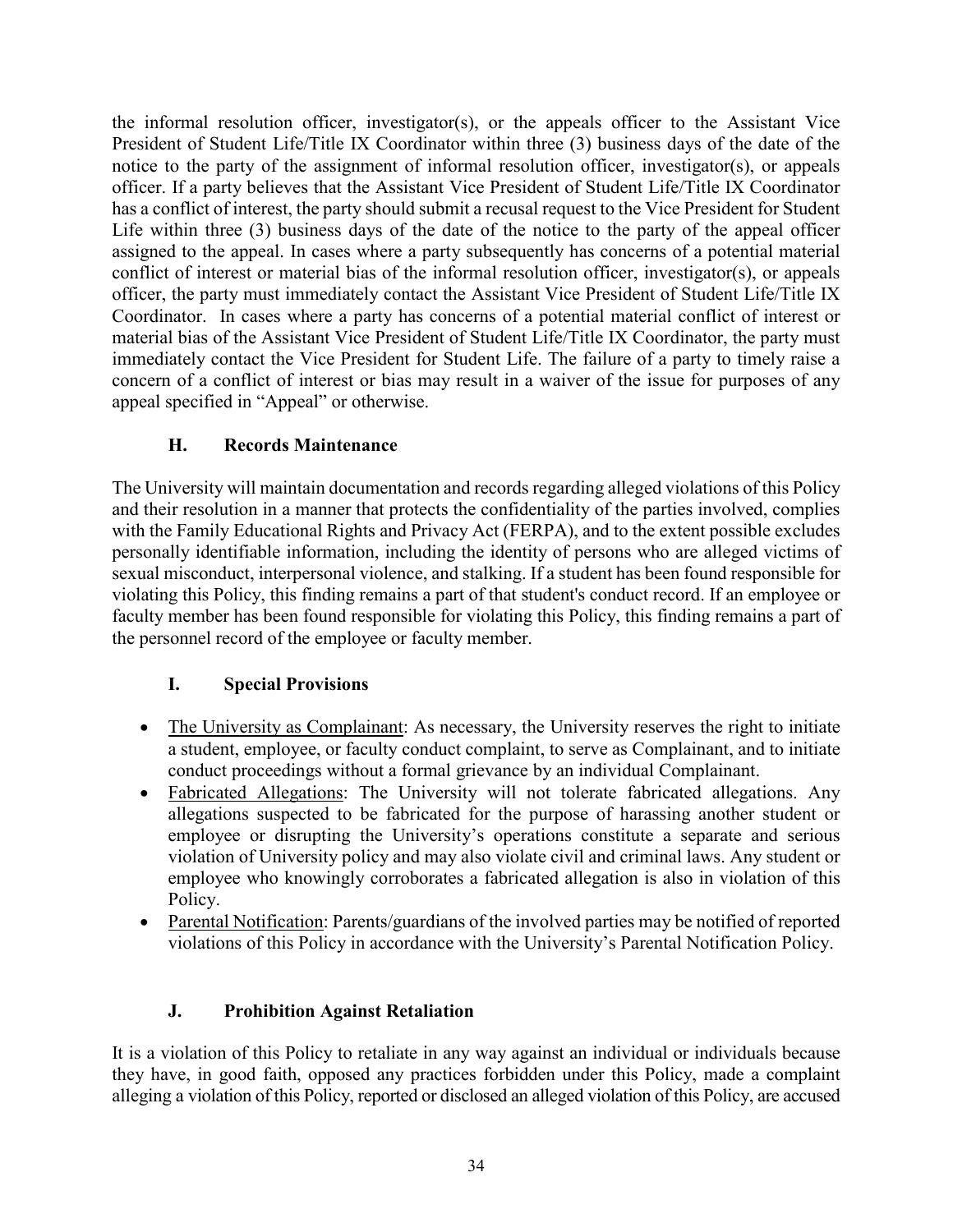the informal resolution officer, investigator(s), or the appeals officer to the Assistant Vice President of Student Life/Title IX Coordinator within three (3) business days of the date of the notice to the party of the assignment of informal resolution officer, investigator(s), or appeals officer. If a party believes that the Assistant Vice President of Student Life/Title IX Coordinator has a conflict of interest, the party should submit a recusal request to the Vice President for Student Life within three (3) business days of the date of the notice to the party of the appeal officer assigned to the appeal. In cases where a party subsequently has concerns of a potential material conflict of interest or material bias of the informal resolution officer, investigator(s), or appeals officer, the party must immediately contact the Assistant Vice President of Student Life/Title IX Coordinator. In cases where a party has concerns of a potential material conflict of interest or material bias of the Assistant Vice President of Student Life/Title IX Coordinator, the party must immediately contact the Vice President for Student Life. The failure of a party to timely raise a concern of a conflict of interest or bias may result in a waiver of the issue for purposes of any appeal specified in "Appeal" or otherwise.

### H. Records Maintenance

The University will maintain documentation and records regarding alleged violations of this Policy and their resolution in a manner that protects the confidentiality of the parties involved, complies with the Family Educational Rights and Privacy Act (FERPA), and to the extent possible excludes personally identifiable information, including the identity of persons who are alleged victims of sexual misconduct, interpersonal violence, and stalking. If a student has been found responsible for violating this Policy, this finding remains a part of that student's conduct record. If an employee or faculty member has been found responsible for violating this Policy, this finding remains a part of the personnel record of the employee or faculty member.

### I. Special Provisions

- The University as Complainant: As necessary, the University reserves the right to initiate a student, employee, or faculty conduct complaint, to serve as Complainant, and to initiate conduct proceedings without a formal grievance by an individual Complainant.
- Fabricated Allegations: The University will not tolerate fabricated allegations. Any allegations suspected to be fabricated for the purpose of harassing another student or employee or disrupting the University's operations constitute a separate and serious violation of University policy and may also violate civil and criminal laws. Any student or employee who knowingly corroborates a fabricated allegation is also in violation of this Policy.
- Parental Notification: Parents/guardians of the involved parties may be notified of reported violations of this Policy in accordance with the University's Parental Notification Policy.

### J. Prohibition Against Retaliation

It is a violation of this Policy to retaliate in any way against an individual or individuals because they have, in good faith, opposed any practices forbidden under this Policy, made a complaint alleging a violation of this Policy, reported or disclosed an alleged violation of this Policy, are accused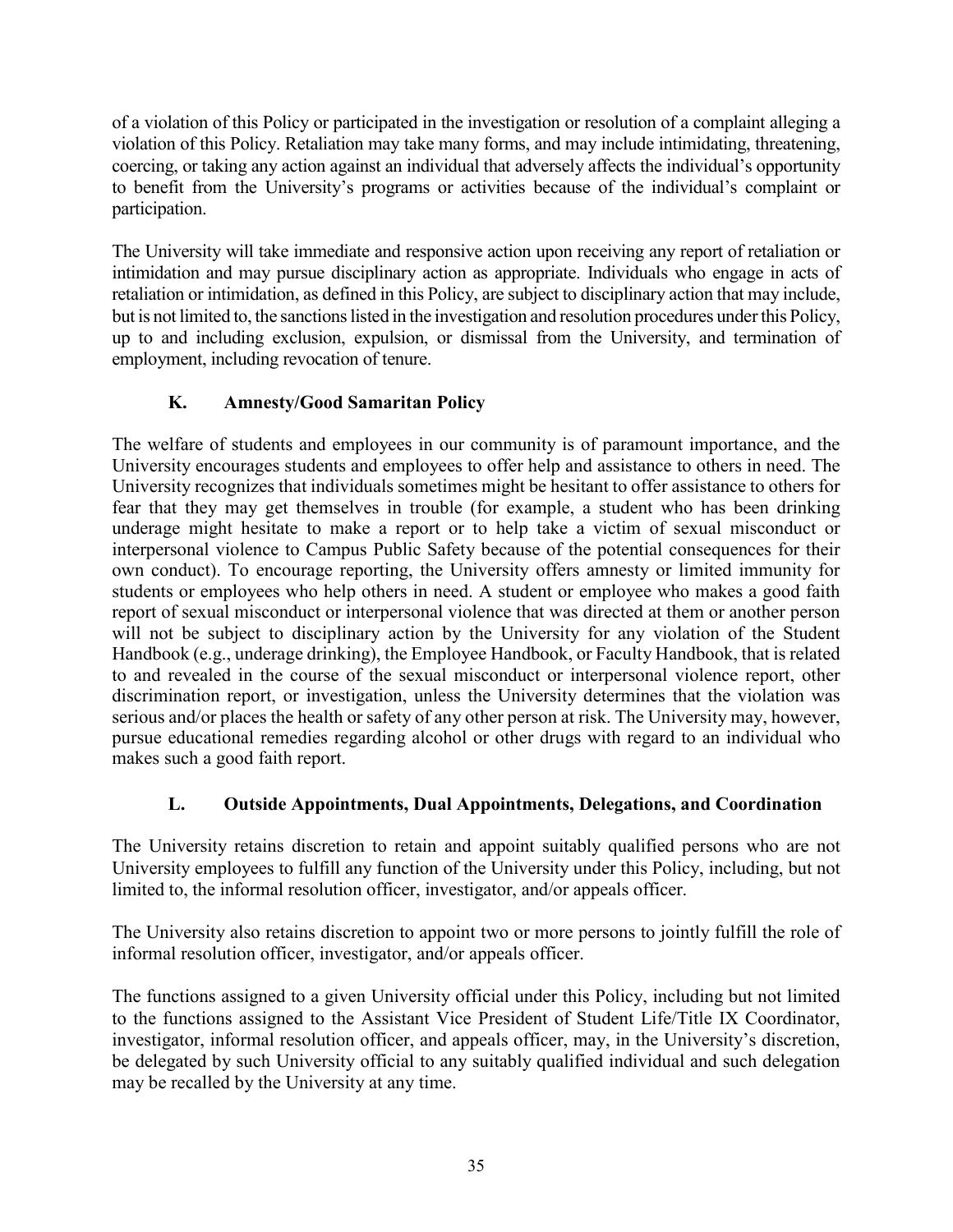of a violation of this Policy or participated in the investigation or resolution of a complaint alleging a violation of this Policy. Retaliation may take many forms, and may include intimidating, threatening, coercing, or taking any action against an individual that adversely affects the individual's opportunity to benefit from the University's programs or activities because of the individual's complaint or participation.

The University will take immediate and responsive action upon receiving any report of retaliation or intimidation and may pursue disciplinary action as appropriate. Individuals who engage in acts of retaliation or intimidation, as defined in this Policy, are subject to disciplinary action that may include, but is not limited to, the sanctions listed in the investigation and resolution procedures under this Policy, up to and including exclusion, expulsion, or dismissal from the University, and termination of employment, including revocation of tenure.

### K. Amnesty/Good Samaritan Policy

The welfare of students and employees in our community is of paramount importance, and the University encourages students and employees to offer help and assistance to others in need. The University recognizes that individuals sometimes might be hesitant to offer assistance to others for fear that they may get themselves in trouble (for example, a student who has been drinking underage might hesitate to make a report or to help take a victim of sexual misconduct or interpersonal violence to Campus Public Safety because of the potential consequences for their own conduct). To encourage reporting, the University offers amnesty or limited immunity for students or employees who help others in need. A student or employee who makes a good faith report of sexual misconduct or interpersonal violence that was directed at them or another person will not be subject to disciplinary action by the University for any violation of the Student Handbook (e.g., underage drinking), the Employee Handbook, or Faculty Handbook, that is related to and revealed in the course of the sexual misconduct or interpersonal violence report, other discrimination report, or investigation, unless the University determines that the violation was serious and/or places the health or safety of any other person at risk. The University may, however, pursue educational remedies regarding alcohol or other drugs with regard to an individual who makes such a good faith report.

### L. Outside Appointments, Dual Appointments, Delegations, and Coordination

The University retains discretion to retain and appoint suitably qualified persons who are not University employees to fulfill any function of the University under this Policy, including, but not limited to, the informal resolution officer, investigator, and/or appeals officer.

The University also retains discretion to appoint two or more persons to jointly fulfill the role of informal resolution officer, investigator, and/or appeals officer.

The functions assigned to a given University official under this Policy, including but not limited to the functions assigned to the Assistant Vice President of Student Life/Title IX Coordinator, investigator, informal resolution officer, and appeals officer, may, in the University's discretion, be delegated by such University official to any suitably qualified individual and such delegation may be recalled by the University at any time.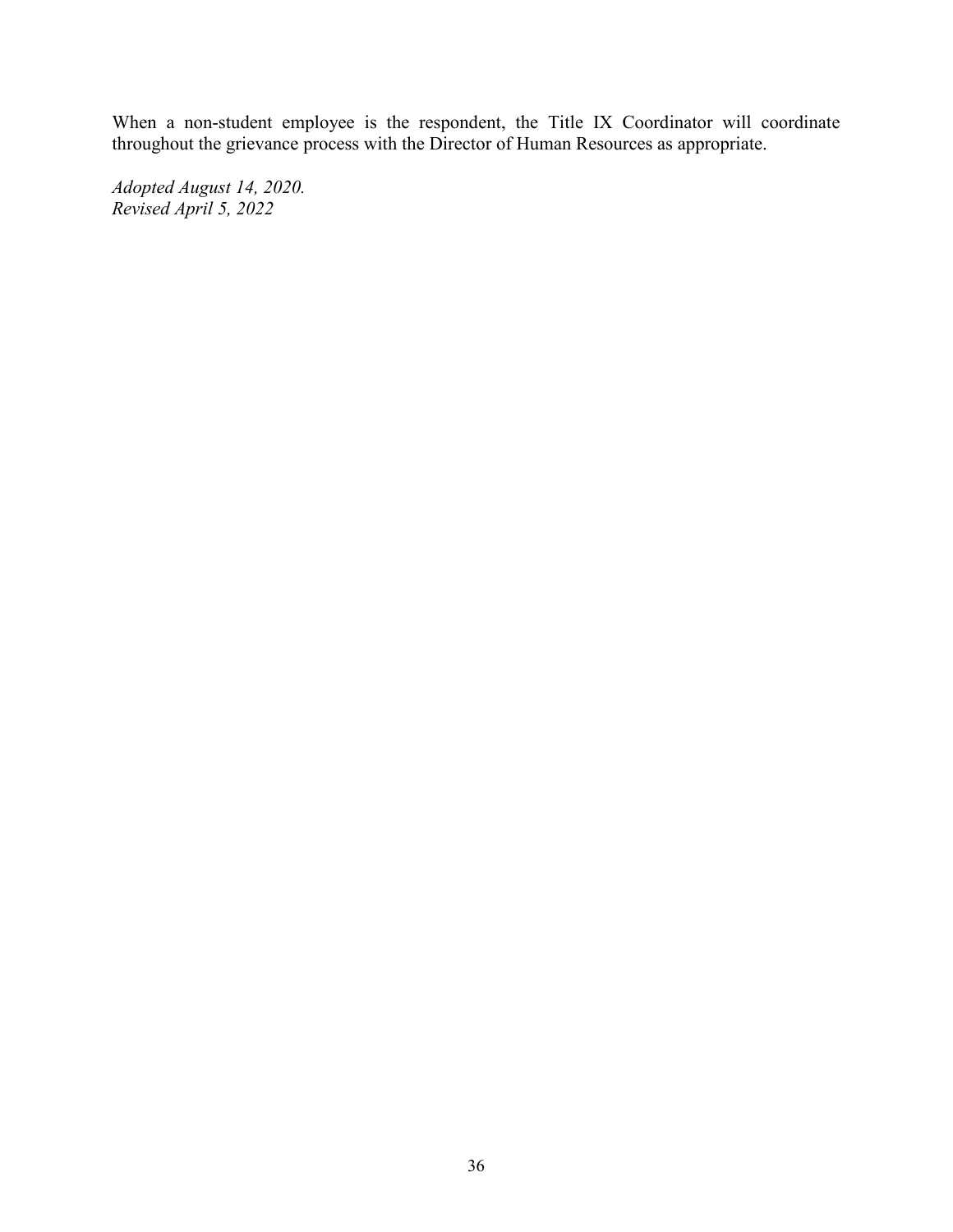When a non-student employee is the respondent, the Title IX Coordinator will coordinate throughout the grievance process with the Director of Human Resources as appropriate.

*Adopted August 14, 2020.*
*Revised April 5, 2022*